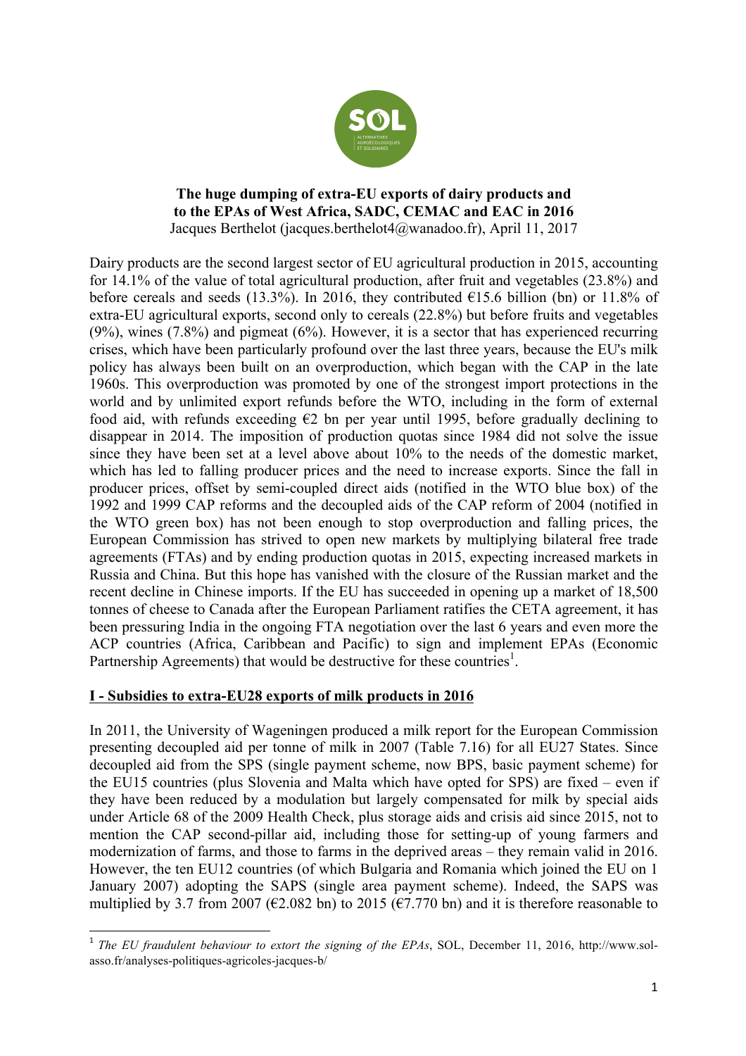**The huge dumping of extra-EU exports of dairy products and to the EPAs of West Africa, SADC, CEMAC and EAC in 2016**

Jacques Berthelot (jacques.berthelot4@wanadoo.fr), April 11, 2017

Dairy products are the second largest sector of EU agricultural production in 2015, accounting for 14.1% of the value of total agricultural production, after fruit and vegetables (23.8%) and before cereals and seeds (13.3%). In 2016, they contributed €15.6 billion (bn) or 11.8% of extra-EU agricultural exports, second only to cereals (22.8%) but before fruits and vegetables (9%), wines (7.8%) and pigmeat (6%). However, it is a sector that has experienced recurring crises, which have been particularly profound over the last three years, because the EU's milk policy has always been built on an overproduction, which began with the CAP in the late 1960s. This overproduction was promoted by one of the strongest import protections in the world and by unlimited export refunds before the WTO, including in the form of external food aid, with refunds exceeding €2 bn per year until 1995, before gradually declining to disappear in 2014. The imposition of production quotas since 1984 did not solve the issue since they have been set at a level above about 10% to the needs of the domestic market, which has led to falling producer prices and the need to increase exports. Since the fall in producer prices, offset by semi-coupled direct aids (notified in the WTO blue box) of the 1992 and 1999 CAP reforms and the decoupled aids of the CAP reform of 2004 (notified in the WTO green box) has not been enough to stop overproduction and falling prices, the European Commission has strived to open new markets by multiplying bilateral free trade agreements (FTAs) and by ending production quotas in 2015, expecting increased markets in Russia and China. But this hope has vanished with the closure of the Russian market and the recent decline in Chinese imports. If the EU has succeeded in opening up a market of 18,500 tonnes of cheese to Canada after the European Parliament ratifies the CETA agreement, it has been pressuring India in the ongoing FTA negotiation over the last 6 years and even more the ACP countries (Africa, Caribbean and Pacific) to sign and implement EPAs (Economic Partnership Agreements) that would be destructive for these countries[1].

## I - Subsidies to extra-EU28 exports of milk products in 2016

In 2011, the University of Wageningen produced a milk report for the European Commission presenting decoupled aid per tonne of milk in 2007 (Table 7.16) for all EU27 States. Since decoupled aid from the SPS (single payment scheme, now BPS, basic payment scheme) for the EU15 countries (plus Slovenia and Malta which have opted for SPS) are fixed – even if they have been reduced by a modulation but largely compensated for milk by special aids under Article 68 of the 2009 Health Check, plus storage aids and crisis aid since 2015, not to mention the CAP second-pillar aid, including those for setting-up of young farmers and modernization of farms, and those to farms in the deprived areas – they remain valid in 2016. However, the ten EU12 countries (of which Bulgaria and Romania which joined the EU on 1 January 2007) adopting the SAPS (single area payment scheme). Indeed, the SAPS was multiplied by 3.7 from 2007 (€2.082 bn) to 2015 (€7.770 bn) and it is therefore reasonable to

---

[1] *The EU fraudulent behaviour to extort the signing of the EPAs*, SOL, December 11, 2016, http://www.sol-asso.fr/analyses-politiques-agricoles-jacques-b/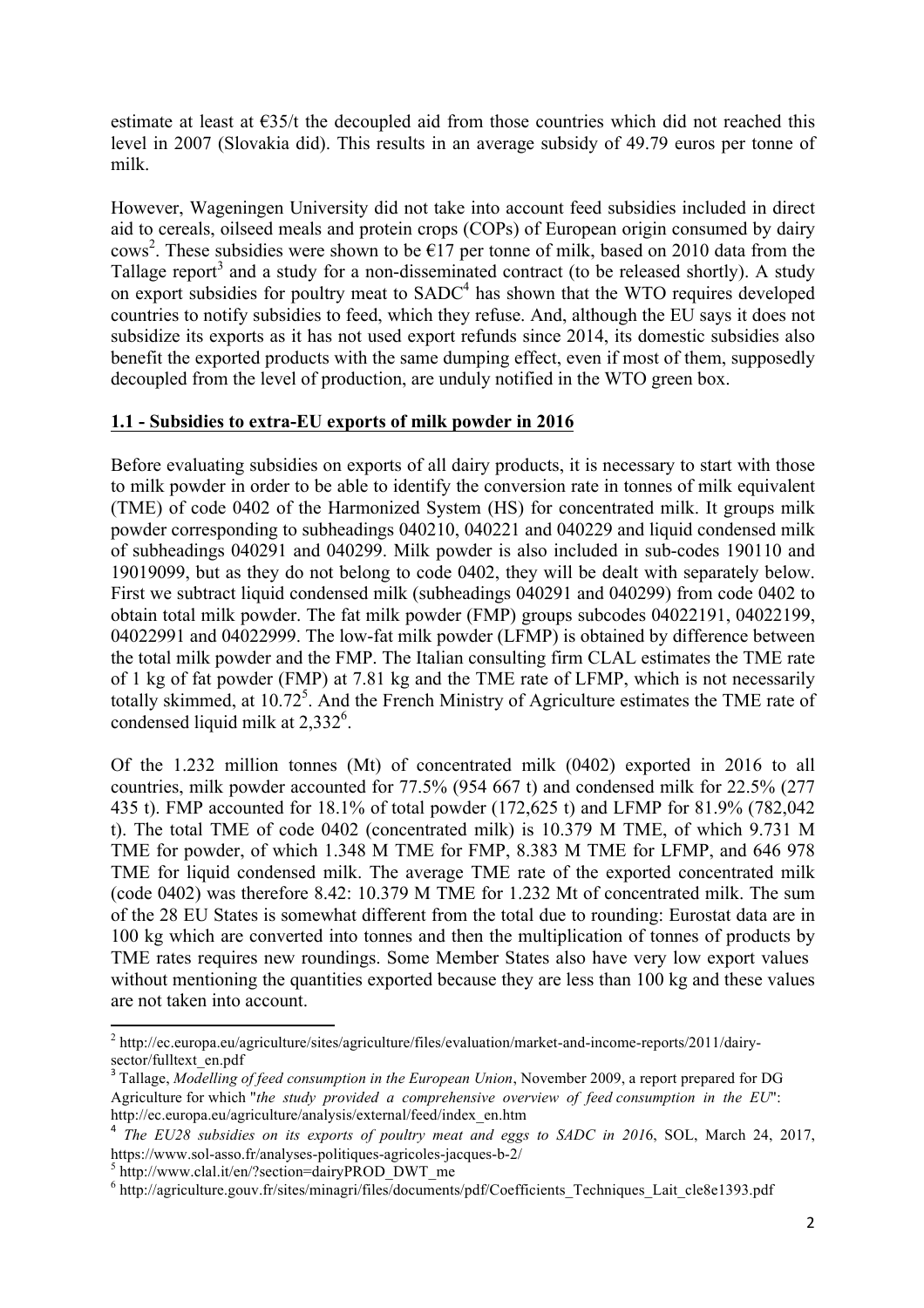estimate at least at €35/t the decoupled aid from those countries which did not reached this level in 2007 (Slovakia did). This results in an average subsidy of 49.79 euros per tonne of milk.

However, Wageningen University did not take into account feed subsidies included in direct aid to cereals, oilseed meals and protein crops (COPs) of European origin consumed by dairy cows[2]. These subsidies were shown to be €17 per tonne of milk, based on 2010 data from the Tallage report[3] and a study for a non-disseminated contract (to be released shortly). A study on export subsidies for poultry meat to SADC[4] has shown that the WTO requires developed countries to notify subsidies to feed, which they refuse. And, although the EU says it does not subsidize its exports as it has not used export refunds since 2014, its domestic subsidies also benefit the exported products with the same dumping effect, even if most of them, supposedly decoupled from the level of production, are unduly notified in the WTO green box.

## 1.1 - Subsidies to extra-EU exports of milk powder in 2016

Before evaluating subsidies on exports of all dairy products, it is necessary to start with those to milk powder in order to be able to identify the conversion rate in tonnes of milk equivalent (TME) of code 0402 of the Harmonized System (HS) for concentrated milk. It groups milk powder corresponding to subheadings 040210, 040221 and 040229 and liquid condensed milk of subheadings 040291 and 040299. Milk powder is also included in sub-codes 190110 and 19019099, but as they do not belong to code 0402, they will be dealt with separately below. First we subtract liquid condensed milk (subheadings 040291 and 040299) from code 0402 to obtain total milk powder. The fat milk powder (FMP) groups subcodes 04022191, 04022199, 04022991 and 04022999. The low-fat milk powder (LFMP) is obtained by difference between the total milk powder and the FMP. The Italian consulting firm CLAL estimates the TME rate of 1 kg of fat powder (FMP) at 7.81 kg and the TME rate of LFMP, which is not necessarily totally skimmed, at 10.72[5]. And the French Ministry of Agriculture estimates the TME rate of condensed liquid milk at 2,332[6].

Of the 1.232 million tonnes (Mt) of concentrated milk (0402) exported in 2016 to all countries, milk powder accounted for 77.5% (954 667 t) and condensed milk for 22.5% (277 435 t). FMP accounted for 18.1% of total powder (172,625 t) and LFMP for 81.9% (782,042 t). The total TME of code 0402 (concentrated milk) is 10.379 M TME, of which 9.731 M TME for powder, of which 1.348 M TME for FMP, 8.383 M TME for LFMP, and 646 978 TME for liquid condensed milk. The average TME rate of the exported concentrated milk (code 0402) was therefore 8.42: 10.379 M TME for 1.232 Mt of concentrated milk. The sum of the 28 EU States is somewhat different from the total due to rounding: Eurostat data are in 100 kg which are converted into tonnes and then the multiplication of tonnes of products by TME rates requires new roundings. Some Member States also have very low export values without mentioning the quantities exported because they are less than 100 kg and these values are not taken into account.

---

[2] http://ec.europa.eu/agriculture/sites/agriculture/files/evaluation/market-and-income-reports/2011/dairy-sector/fulltext_en.pdf

[3] Tallage, *Modelling of feed consumption in the European Union*, November 2009, a report prepared for DG Agriculture for which "*the study provided a comprehensive overview of feed consumption in the EU*": http://ec.europa.eu/agriculture/analysis/external/feed/index_en.htm

[4] *The EU28 subsidies on its exports of poultry meat and eggs to SADC in 2016*, SOL, March 24, 2017, https://www.sol-asso.fr/analyses-politiques-agricoles-jacques-b-2/

[5] http://www.clal.it/en/?section=dairyPROD_DWT_me

[6] http://agriculture.gouv.fr/sites/minagri/files/documents/pdf/Coefficients_Techniques_Lait_cle8e1393.pdf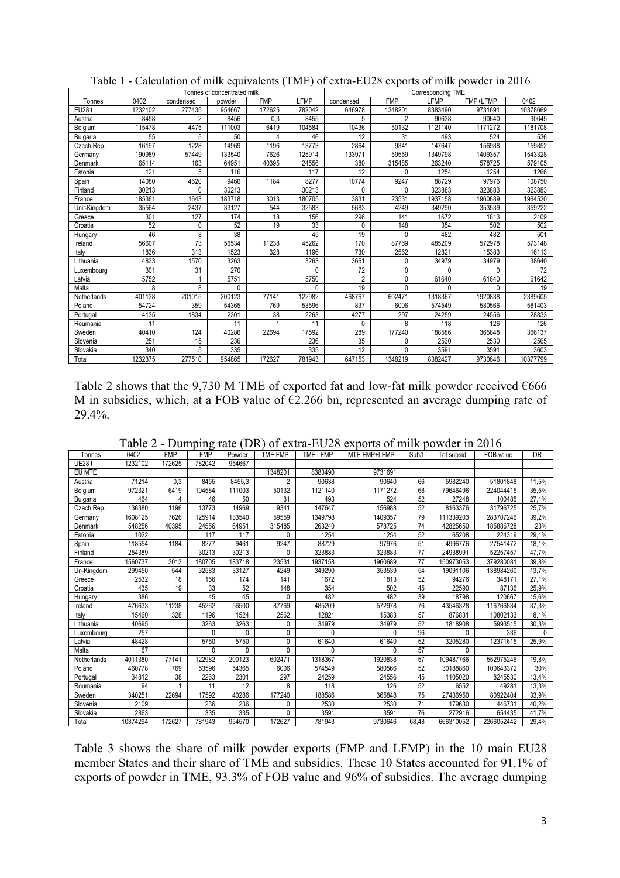Table 1 - Calculation of milk equivalents (TME) of extra-EU28 exports of milk powder in 2016

| | Tonnes of concentrated milk | | | | | Corresponding TME | | | | |
|---|---|---|---|---|---|---|---|---|---|---|
| Tonnes | 0402 | condensed | powder | FMP | LFMP | condensed | FMP | LFMP | FMP+LFMP | 0402 |
| EU28 t | 1232102 | 277435 | 954667 | 172625 | 782042 | 646978 | 1348201 | 8383490 | 9731691 | 10378669 |
| Austria | 8458 | 2 | 8456 | 0,3 | 8455 | 5 | 2 | 90638 | 90640 | 90645 |
| Belgium | 115478 | 4475 | 111003 | 6419 | 104584 | 10436 | 50132 | 1121140 | 1171272 | 1181708 |
| Bulgaria | 55 | 5 | 50 | 4 | 46 | 12 | 31 | 493 | 524 | 536 |
| Czech Rep. | 16197 | 1228 | 14969 | 1196 | 13773 | 2864 | 9341 | 147647 | 156988 | 159852 |
| Germany | 190989 | 57449 | 133540 | 7626 | 125914 | 133971 | 59559 | 1349798 | 1409357 | 1543328 |
| Denmark | 65114 | 163 | 64951 | 40395 | 24556 | 380 | 315485 | 263240 | 578725 | 579105 |
| Estonia | 121 | 5 | 116 | | 117 | 12 | 0 | 1254 | 1254 | 1266 |
| Spain | 14080 | 4620 | 9460 | 1184 | 8277 | 10774 | 9247 | 88729 | 97976 | 108750 |
| Finland | 30213 | 0 | 30213 | | 30213 | 0 | 0 | 323883 | 323883 | 323883 |
| France | 185361 | 1643 | 183718 | 3013 | 180705 | 3831 | 23531 | 1937158 | 1960689 | 1964520 |
| Unit-Kingdom | 35564 | 2437 | 33127 | 544 | 32583 | 5683 | 4249 | 349290 | 353539 | 359222 |
| Greece | 301 | 127 | 174 | 18 | 156 | 296 | 141 | 1672 | 1813 | 2109 |
| Croatia | 52 | 0 | 52 | 19 | 33 | 0 | 148 | 354 | 502 | 502 |
| Hungary | 46 | 8 | 38 | | 45 | 19 | 0 | 482 | 482 | 501 |
| Ireland | 56607 | 73 | 56534 | 11238 | 45262 | 170 | 87769 | 485209 | 572978 | 573148 |
| Italy | 1836 | 313 | 1523 | 328 | 1196 | 730 | 2562 | 12821 | 15383 | 16113 |
| Lithuania | 4833 | 1570 | 3263 | | 3263 | 3661 | 0 | 34979 | 34979 | 38640 |
| Luxembourg | 301 | 31 | 270 | | 0 | 72 | 0 | 0 | 0 | 72 |
| Latvia | 5752 | 1 | 5751 | | 5750 | 2 | 0 | 61640 | 61640 | 61642 |
| Malta | 8 | 8 | 0 | | 0 | 19 | 0 | 0 | 0 | 19 |
| Netherlands | 401138 | 201015 | 200123 | 77141 | 122982 | 468767 | 602471 | 1318367 | 1920838 | 2389605 |
| Poland | 54724 | 359 | 54365 | 769 | 53596 | 837 | 6006 | 574549 | 580566 | 581403 |
| Portugal | 4135 | 1834 | 2301 | 38 | 2263 | 4277 | 297 | 24259 | 24556 | 28833 |
| Roumania | 11 | | 11 | 1 | 11 | 0 | 8 | 118 | 126 | 126 |
| Sweden | 40410 | 124 | 40286 | 22694 | 17592 | 289 | 177240 | 188586 | 365848 | 366137 |
| Slovenia | 251 | 15 | 236 | | 236 | 35 | 0 | 2530 | 2530 | 2565 |
| Slovakia | 340 | 5 | 335 | | 335 | 12 | 0 | 3591 | 3591 | 3603 |
| Total | 1232375 | 277510 | 954865 | 172627 | 781943 | 647153 | 1348219 | 8382427 | 9730646 | 10377799 |

Table 2 shows that the 9,730 M TME of exported fat and low-fat milk powder received €666 M in subsidies, which, at a FOB value of €2.266 bn, represented an average dumping rate of 29.4%.

Table 2 - Dumping rate (DR) of extra-EU28 exports of milk powder in 2016

| Tonnes | 0402 | FMP | LFMP | Powder | TME FMP | TME LFMP | MTE FMP+LFMP | Sub/t | Tot subsid | FOB value | DR |
|---|---|---|---|---|---|---|---|---|---|---|---|
| UE28 t | 1232102 | 172625 | 782042 | 954667 | | | | | | | |
| EU MTE | | | | | 1348201 | 8383490 | 9731691 | | | | |
| Austria | 71214 | 0,3 | 8455 | 8455,3 | 2 | 90638 | 90640 | 66 | 5982240 | 51801848 | 11,5% |
| Belgium | 972321 | 6419 | 104584 | 111003 | 50132 | 1121140 | 1171272 | 68 | 79646496 | 224044415 | 35,5% |
| Bulgaria | 464 | 4 | 46 | 50 | 31 | 493 | 524 | 52 | 27248 | 100485 | 27,1% |
| Czech Rep. | 136380 | 1196 | 13773 | 14969 | 9341 | 147647 | 156988 | 52 | 8163376 | 31796725 | 25,7% |
| Germany | 1608125 | 7626 | 125914 | 133540 | 59559 | 1349798 | 1409357 | 79 | 111339203 | 283707246 | 39,2% |
| Denmark | 548256 | 40395 | 24556 | 64951 | 315485 | 263240 | 578725 | 74 | 42825650 | 185886728 | 23% |
| Estonia | 1022 | | 117 | 117 | 0 | 1254 | 1254 | 52 | 65208 | 224319 | 29,1% |
| Spain | 118554 | 1184 | 8277 | 9461 | 9247 | 88729 | 97976 | 51 | 4996776 | 27541472 | 18,1% |
| Finland | 254389 | | 30213 | 30213 | 0 | 323883 | 323883 | 77 | 24938991 | 52257457 | 47,7% |
| France | 1560737 | 3013 | 180705 | 183718 | 23531 | 1937158 | 1960689 | 77 | 150973053 | 379280081 | 39,8% |
| Un-Kingdom | 299450 | 544 | 32583 | 33127 | 4249 | 349290 | 353539 | 54 | 19091106 | 138984260 | 13,7% |
| Greece | 2532 | 18 | 156 | 174 | 141 | 1672 | 1813 | 52 | 94276 | 348171 | 27,1% |
| Croatia | 435 | 19 | 33 | 52 | 148 | 354 | 502 | 45 | 22590 | 87136 | 25,9% |
| Hungary | 386 | | 45 | 45 | 0 | 482 | 482 | 39 | 18798 | 120667 | 15,6% |
| Ireland | 476633 | 11238 | 45262 | 56500 | 87769 | 485209 | 572978 | 76 | 43546328 | 116766834 | 37,3% |
| Italy | 15460 | 328 | 1196 | 1524 | 2562 | 12821 | 15383 | 57 | 876831 | 10802133 | 8,1% |
| Lithuania | 40695 | | 3263 | 3263 | 0 | 34979 | 34979 | 52 | 1818908 | 5993515 | 30,3% |
| Luxembourg | 257 | | 0 | 0 | 0 | 0 | 0 | 96 | 0 | 336 | 0 |
| Latvia | 48428 | | 5750 | 5750 | 0 | 61640 | 61640 | 52 | 3205280 | 12371615 | 25,9% |
| Malta | 67 | | 0 | 0 | 0 | 0 | 0 | 57 | 0 | | |
| Netherlands | 4011380 | 77141 | 122982 | 200123 | 602471 | 1318367 | 1920838 | 57 | 109487766 | 552975246 | 19,8% |
| Poland | 460778 | 769 | 53596 | 54365 | 6006 | 574549 | 580566 | 52 | 30188860 | 100643372 | 30% |
| Portugal | 34812 | 38 | 2263 | 2301 | 297 | 24259 | 24556 | 45 | 1105020 | 8245530 | 13,4% |
| Roumania | 94 | 1 | 11 | 12 | 8 | 118 | 126 | 52 | 6552 | 49281 | 13,3% |
| Sweden | 340251 | 22694 | 17592 | 40286 | 177240 | 188586 | 365848 | 75 | 27436950 | 80922404 | 33,9% |
| Slovenia | 2109 | | 236 | 236 | 0 | 2530 | 2530 | 71 | 179630 | 446731 | 40,2% |
| Slovakia | 2863 | | 335 | 335 | 0 | 3591 | 3591 | 76 | 272916 | 654435 | 41,7% |
| Total | 10374294 | 172627 | 781943 | 954570 | 172627 | 781943 | 9730646 | 68,48 | 666310052 | 2266052442 | 29,4% |

Table 3 shows the share of milk powder exports (FMP and LFMP) in the 10 main EU28 member States and their share of TME and subsidies. These 10 States accounted for 91.1% of exports of powder in TME, 93.3% of FOB value and 96% of subsidies. The average dumping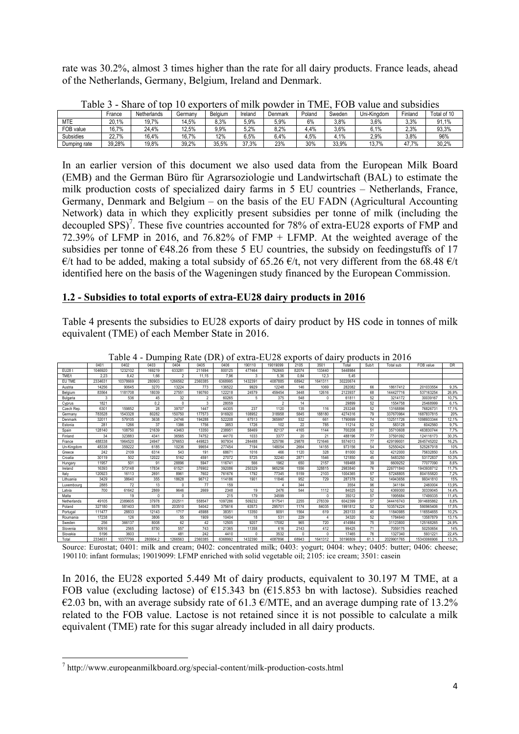rate was 30.2%, almost 3 times higher than the rate for all dairy products. France leads, ahead of the Netherlands, Germany, Belgium, Ireland and Denmark.

Table 3 - Share of top 10 exporters of milk powder in TME, FOB value and subsidies

| | France | Netherlands | Germany | Belgium | Ireland | Denmark | Poland | Sweden | Uni-Kingdom | Finland | Total of 10 |
|---|---|---|---|---|---|---|---|---|---|---|---|
| MTE | 20,1% | 19,7% | 14,5% | 8,3% | 5,9% | 5,9% | 6% | 3,8% | 3,6% | 3,3% | 91,1% |
| FOB value | 16,7% | 24,4% | 12,5% | 9,9% | 5,2% | 8,2% | 4,4% | 3,6% | 6,1% | 2,3% | 93,3% |
| Subsidies | 22,7% | 16,4% | 16,7% | 12% | 6,5% | 6,4% | 4,5% | 4,1% | 2,9% | 3,8% | 96% |
| Dumping rate | 39,28% | 19,8% | 39,2% | 35,5% | 37,3% | 23% | 30% | 33,9% | 13,7% | 47,7% | 30,2% |

In an earlier version of this document we also used data from the European Milk Board (EMB) and the German Büro für Agrarsoziologie und Landwirtschaft (BAL) to estimate the milk production costs of specialized dairy farms in 5 EU countries – Netherlands, France, Germany, Denmark and Belgium – on the basis of the EU FADN (Agricultural Accounting Network) data in which they explicitly present subsidies per tonne of milk (including the decoupled SPS)[7]. These five countries accounted for 78% of extra-EU28 exports of FMP and 72.39% of LFMP in 2016, and 76.82% of FMP + LFMP. At the weighted average of the subsidies per tonne of €48.26 from these 5 EU countries, the subsidy on feedingstuffs of 17 €/t had to be added, making a total subsidy of 65.26 €/t, not very different from the 68.48 €/t identified here on the basis of the Wageningen study financed by the European Commission.

## 1.2 - Subsidies to total exports of extra-EU28 dairy products in 2016

Table 4 presents the subsidies to EU28 exports of dairy product by HS code in tonnes of milk equivalent (TME) of each Member State in 2016.

Table 4 - Dumping Rate (DR) of extra-EU28 exports of dairy products in 2016

| | 0401 | 0402 | 0403 | 0404 | 0405 | 0406 | 190110 | 19019099 | 2105 | 3501 | Total | Sub/t | Total sub | FOB value | DR |
|---|---|---|---|---|---|---|---|---|---|---|---|---|---|---|---|
| EU28 t | 1046920 | 1232102 | 169219 | 633281 | 211694 | 800125 | 477464 | 762665 | 82074 | 133440 | 5448984 | | | | |
| TME/t | 2,23 | 8,42 | 1,66 | 2 | 11,15 | 7,96 | 3 | 5,36 | 0,84 | 12,3 | 5,45 | | | | |
| EU TME | 2334631 | 10378669 | 280903 | 1266562 | 2360385 | 6368995 | 1432391 | 4087885 | 68942 | 1641311 | 30220674 | | | | |
| Austria | 14256 | 90645 | 3270 | 13224 | 773 | 136522 | 9929 | 12248 | 146 | 1069 | 282082 | 66 | 18617412 | 201033554 | 9,3% |
| Belgium | 83564 | 1181708 | 18039 | 27551 | 190760 | 122218 | 24579 | 459454 | 3448 | 12616 | 2123937 | 68 | 144427716 | 537163254 | 26,9% |
| Bulgaria | 3 | 536 | 45 | 32 | 2 | 60265 | 5 | 375 | 548 | 0 | 61811 | 52 | 3214172 | 30039167 | 10,7% |
| Cyprus | 1821 | | 0,2 | 0 | 3 | 28059 | | 2 | 14 | | 29899 | 52 | 1554758 | 25468999 | 6,1% |
| Czech Rep. | 6301 | 159852 | 28 | 39707 | 1447 | 44305 | 237 | 1120 | 135 | 116 | 253248 | 52 | 13168896 | 76826731 | 17,1% |
| Germany | 783528 | 1543328 | 80282 | 150750 | 177573 | 916920 | 108952 | 318958 | 5845 | 188180 | 4274316 | 79 | 337670964 | 1687837815 | 20% |
| Denmark | 32011 | 579105 | 3638 | 24746 | 194288 | 522208 | 67513 | 365997 | 532 | 661 | 1790699 | 74 | 132511726 | 1098933344 | 12,1% |
| Estonia | 281 | 1266 | 37 | 1386 | 1756 | 3853 | 1726 | 102 | 22 | 785 | 11214 | 52 | 583128 | 6042560 | 9,7% |
| Spain | 128140 | 108750 | 21639 | 43463 | 13350 | 238951 | 58469 | 82137 | 4165 | 1144 | 700208 | 51 | 35710608 | 463830744 | 7,7% |
| Finland | 34 | 323883 | 4341 | 36565 | 74752 | 44170 | 1033 | 3377 | 20 | 21 | 488196 | 77 | 37591092 | 124116173 | 30,3% |
| France | 488338 | 1964520 | 24947 | 376653 | 449823 | 907934 | 284488 | 325786 | 29878 | 721646 | 5574013 | 77 | 429199001 | 2645745202 | 16,2% |
| Un-Kingdom | 48338 | 359222 | 6185 | 10236 | 99654 | 277454 | 7194 | 148054 | 2664 | 14155 | 973156 | 54 | 52550424 | 525267918 | 10% |
| Greece | 242 | 2109 | 6314 | 543 | 191 | 68671 | 1016 | 466 | 1120 | 328 | 81000 | 52 | 4212000 | 75632850 | 5,6% |
| Croatia | 30119 | 502 | 12022 | 5162 | 4591 | 27072 | 5725 | 32240 | 2871 | 1546 | 121850 | 45 | 5483250 | 53172837 | 10,3% |
| Hungary | 11957 | 501 | 91 | 28896 | 5947 | 116741 | 566 | 1962 | 650 | 2157 | 169468 | 39 | 6609252 | 77077090 | 8,6% |
| Ireland | 16393 | 573148 | 17834 | 61521 | 376902 | 392086 | 250329 | 965256 | 1556 | 328815 | 2983840 | 76 | 226771840 | 1943938712 | 11,7% |
| Italy | 120923 | 16113 | 2691 | 8961 | 7602 | 761676 | 1792 | 77345 | 5159 | 2103 | 1004365 | 57 | 57248805 | 804155820 | 7,2% |
| Lithuania | 3429 | 38640 | 355 | 18628 | 96712 | 114186 | 1901 | 11846 | 952 | 729 | 287378 | 52 | 14943656 | 99341810 | 15% |
| Luxembourg | 2885 | 72 | 13 | 0 | 77 | 159 | | 4 | 344 | | 3554 | 96 | 341184 | 2460004 | 13,9% |
| Latvia | 700 | 61642 | 2869 | 9646 | 2669 | 2348 | 19 | 2476 | 544 | 1112 | 84025 | 52 | 4369300 | 30339045 | 14,4% |
| Malta | | 19 | 0 | 0 | | 215 | 179 | 34599 | | 0 | 35012 | 57 | 1995684 | 17499335 | 11,4% |
| Netherlands | 49105 | 2389605 | 37978 | 202511 | 558547 | 1097286 | 509232 | 917541 | 2255 | 278339 | 6042399 | 57 | 344416743 | 3914685862 | 8,8% |
| Poland | 327180 | 581403 | 5578 | 203510 | 54042 | 375616 | 63573 | 295701 | 1174 | 84035 | 1991812 | 52 | 103574224 | 590965406 | 17,5% |
| Portugal | 111477 | 28833 | 12143 | 1717 | 45988 | 38351 | 13350 | 9091 | 1564 | 619 | 263133 | 45 | 11840985 | 116554655 | 10,2% |
| Roumania | 17238 | 126 | 3806 | 55 | 1909 | 10404 | 18 | 531 | 229 | 4 | 34320 | 52 | 1784640 | 13587879 | 13,1% |
| Sweden | 256 | 366137 | 8008 | 62 | 42 | 12505 | 9207 | 17082 | 965 | 720 | 414984 | 75 | 31123800 | 125168265 | 24,9% |
| Slovenia | 50916 | 2565 | 8750 | 557 | 743 | 21365 | 11358 | 616 | 2143 | 412 | 99425 | 71 | 7059175 | 50250654 | 14% |
| Slovakia | 5196 | 3603 | 1 | 481 | 242 | 4410 | 0 | 3532 | 0 | 0 | 17465 | 76 | 1327340 | 5931221 | 22,4% |
| Total | 2334631 | 10377799 | 280904,2 | 1266563 | 2360385 | 6368992 | 1432390 | 4087896 | 68943 | 1641312 | 30196809 | 61,3 | 2029901765 | 15343066906 | 13,2% |

Source: Eurostat; 0401: milk and cream; 0402: concentrated milk; 0403: yogurt; 0404: whey; 0405: butter; 0406: cheese; 190110: infant formulas; 19019099: LFMP enriched with solid vegetable oil; 2105: ice cream; 3501: casein

In 2016, the EU28 exported 5.449 Mt of dairy products, equivalent to 30.197 M TME, at a FOB value (excluding lactose) of €15.343 bn (€15.853 bn with lactose). Subsidies reached €2.03 bn, with an average subsidy rate of 61.3 €/MTE, and an average dumping rate of 13.2% related to the FOB value. Lactose is not retained since it is not possible to calculate a milk equivalent (TME) rate for this sugar already included in all dairy products.

[7] http://www.europeanmilkboard.org/special-content/milk-production-costs.html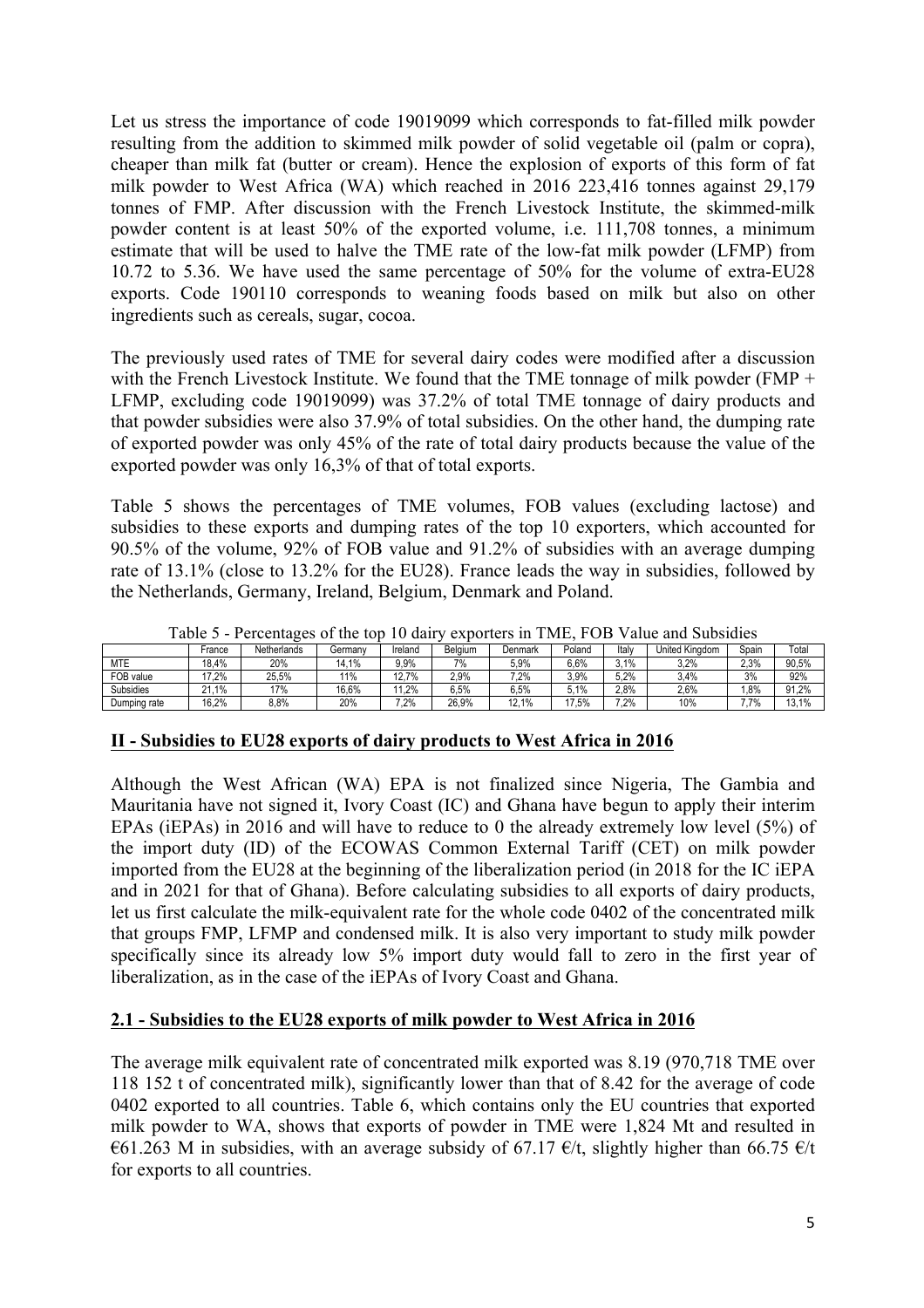Let us stress the importance of code 19019099 which corresponds to fat-filled milk powder resulting from the addition to skimmed milk powder of solid vegetable oil (palm or copra), cheaper than milk fat (butter or cream). Hence the explosion of exports of this form of fat milk powder to West Africa (WA) which reached in 2016 223,416 tonnes against 29,179 tonnes of FMP. After discussion with the French Livestock Institute, the skimmed-milk powder content is at least 50% of the exported volume, i.e. 111,708 tonnes, a minimum estimate that will be used to halve the TME rate of the low-fat milk powder (LFMP) from 10.72 to 5.36. We have used the same percentage of 50% for the volume of extra-EU28 exports. Code 190110 corresponds to weaning foods based on milk but also on other ingredients such as cereals, sugar, cocoa.

The previously used rates of TME for several dairy codes were modified after a discussion with the French Livestock Institute. We found that the TME tonnage of milk powder (FMP + LFMP, excluding code 19019099) was 37.2% of total TME tonnage of dairy products and that powder subsidies were also 37.9% of total subsidies. On the other hand, the dumping rate of exported powder was only 45% of the rate of total dairy products because the value of the exported powder was only 16,3% of that of total exports.

Table 5 shows the percentages of TME volumes, FOB values (excluding lactose) and subsidies to these exports and dumping rates of the top 10 exporters, which accounted for 90.5% of the volume, 92% of FOB value and 91.2% of subsidies with an average dumping rate of 13.1% (close to 13.2% for the EU28). France leads the way in subsidies, followed by the Netherlands, Germany, Ireland, Belgium, Denmark and Poland.

Table 5 - Percentages of the top 10 dairy exporters in TME, FOB Value and Subsidies

| | France | Netherlands | Germany | Ireland | Belgium | Denmark | Poland | Italy | United Kingdom | Spain | Total |
|---|---|---|---|---|---|---|---|---|---|---|---|
| MTE | 18,4% | 20% | 14,1% | 9,9% | 7% | 5,9% | 6,6% | 3,1% | 3,2% | 2,3% | 90,5% |
| FOB value | 17,2% | 25,5% | 11% | 12,7% | 2,9% | 7,2% | 3,9% | 5,2% | 3,4% | 3% | 92% |
| Subsidies | 21,1% | 17% | 16,6% | 11,2% | 6,5% | 6,5% | 5,1% | 2,8% | 2,6% | 1,8% | 91,2% |
| Dumping rate | 16,2% | 8,8% | 20% | 7,2% | 26,9% | 12,1% | 17,5% | 7,2% | 10% | 7,7% | 13,1% |

## II - Subsidies to EU28 exports of dairy products to West Africa in 2016

Although the West African (WA) EPA is not finalized since Nigeria, The Gambia and Mauritania have not signed it, Ivory Coast (IC) and Ghana have begun to apply their interim EPAs (iEPAs) in 2016 and will have to reduce to 0 the already extremely low level (5%) of the import duty (ID) of the ECOWAS Common External Tariff (CET) on milk powder imported from the EU28 at the beginning of the liberalization period (in 2018 for the IC iEPA and in 2021 for that of Ghana). Before calculating subsidies to all exports of dairy products, let us first calculate the milk-equivalent rate for the whole code 0402 of the concentrated milk that groups FMP, LFMP and condensed milk. It is also very important to study milk powder specifically since its already low 5% import duty would fall to zero in the first year of liberalization, as in the case of the iEPAs of Ivory Coast and Ghana.

### 2.1 - Subsidies to the EU28 exports of milk powder to West Africa in 2016

The average milk equivalent rate of concentrated milk exported was 8.19 (970,718 TME over 118 152 t of concentrated milk), significantly lower than that of 8.42 for the average of code 0402 exported to all countries. Table 6, which contains only the EU countries that exported milk powder to WA, shows that exports of powder in TME were 1,824 Mt and resulted in €61.263 M in subsidies, with an average subsidy of 67.17 €/t, slightly higher than 66.75 €/t for exports to all countries.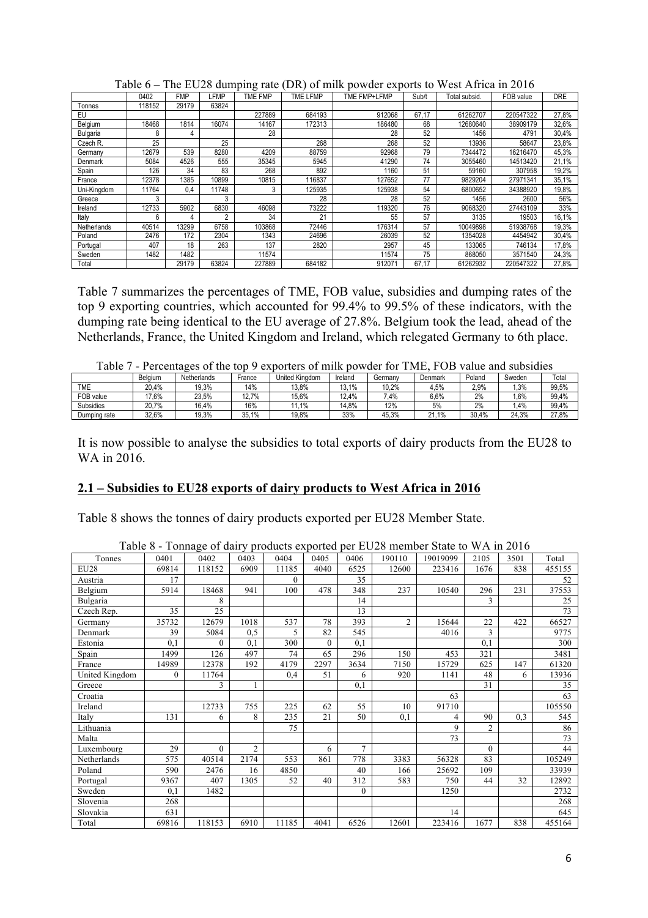Table 6 – The EU28 dumping rate (DR) of milk powder exports to West Africa in 2016

| | 0402 | FMP | LFMP | TME FMP | TME LFMP | TME FMP+LFMP | Sub/t | Total subsid. | FOB value | DRE |
|---|---|---|---|---|---|---|---|---|---|---|
| Tonnes | 118152 | 29179 | 63824 | | | | | | | |
| EU | | | | 227889 | 684193 | 912068 | 67,17 | 61262707 | 220547322 | 27,8% |
| Belgium | 18468 | 1814 | 16074 | 14167 | 172313 | 186480 | 68 | 12680640 | 38909179 | 32,6% |
| Bulgaria | 8 | 4 | | 28 | | 28 | 52 | 1456 | 4791 | 30,4% |
| Czech R. | 25 | | 25 | | 268 | 268 | 52 | 13936 | 58647 | 23,8% |
| Germany | 12679 | 539 | 8280 | 4209 | 88759 | 92968 | 79 | 7344472 | 16216470 | 45,3% |
| Denmark | 5084 | 4526 | 555 | 35345 | 5945 | 41290 | 74 | 3055460 | 14513420 | 21,1% |
| Spain | 126 | 34 | 83 | 268 | 892 | 1160 | 51 | 59160 | 307958 | 19,2% |
| France | 12378 | 1385 | 10899 | 10815 | 116837 | 127652 | 77 | 9829204 | 27971341 | 35,1% |
| Uni-Kingdom | 11764 | 0,4 | 11748 | 3 | 125935 | 125938 | 54 | 6800652 | 34388920 | 19,8% |
| Greece | 3 | | 3 | | 28 | 28 | 52 | 1456 | 2600 | 56% |
| Ireland | 12733 | 5902 | 6830 | 46098 | 73222 | 119320 | 76 | 9068320 | 27443109 | 33% |
| Italy | 6 | 4 | 2 | 34 | 21 | 55 | 57 | 3135 | 19503 | 16,1% |
| Netherlands | 40514 | 13299 | 6758 | 103868 | 72446 | 176314 | 57 | 10049898 | 51938768 | 19,3% |
| Poland | 2476 | 172 | 2304 | 1343 | 24696 | 26039 | 52 | 1354028 | 4454942 | 30,4% |
| Portugal | 407 | 18 | 263 | 137 | 2820 | 2957 | 45 | 133065 | 746134 | 17,8% |
| Sweden | 1482 | 1482 | | 11574 | | 11574 | 75 | 868050 | 3571540 | 24,3% |
| Total | | 29179 | 63824 | 227889 | 684182 | 912071 | 67,17 | 61262932 | 220547322 | 27,8% |

Table 7 summarizes the percentages of TME, FOB value, subsidies and dumping rates of the top 9 exporting countries, which accounted for 99.4% to 99.5% of these indicators, with the dumping rate being identical to the EU average of 27.8%. Belgium took the lead, ahead of the Netherlands, France, the United Kingdom and Ireland, which relegated Germany to 6th place.

Table 7 - Percentages of the top 9 exporters of milk powder for TME, FOB value and subsidies

| | Belgium | Netherlands | France | United Kingdom | Ireland | Germany | Denmark | Poland | Sweden | Total |
|---|---|---|---|---|---|---|---|---|---|---|
| TME | 20,4% | 19,3% | 14% | 13,8% | 13,1% | 10,2% | 4,5% | 2,9% | 1,3% | 99,5% |
| FOB value | 17,6% | 23,5% | 12,7% | 15,6% | 12,4% | 7,4% | 6,6% | 2% | 1,6% | 99,4% |
| Subsidies | 20,7% | 16,4% | 16% | 11,1% | 14,8% | 12% | 5% | 2% | 1,4% | 99,4% |
| Dumping rate | 32,6% | 19,3% | 35,1% | 19,8% | 33% | 45,3% | 21,1% | 30,4% | 24,3% | 27,8% |

It is now possible to analyse the subsidies to total exports of dairy products from the EU28 to WA in 2016.

## 2.1 – Subsidies to EU28 exports of dairy products to West Africa in 2016

Table 8 shows the tonnes of dairy products exported per EU28 Member State.

Table 8 - Tonnage of dairy products exported per EU28 member State to WA in 2016

| Tonnes | 0401 | 0402 | 0403 | 0404 | 0405 | 0406 | 190110 | 19019099 | 2105 | 3501 | Total |
|---|---|---|---|---|---|---|---|---|---|---|---|
| EU28 | 69814 | 118152 | 6909 | 11185 | 4040 | 6525 | 12600 | 223416 | 1676 | 838 | 455155 |
| Austria | 17 | | | 0 | | 35 | | | | | 52 |
| Belgium | 5914 | 18468 | 941 | 100 | 478 | 348 | 237 | 10540 | 296 | 231 | 37553 |
| Bulgaria | | 8 | | | | 14 | | | 3 | | 25 |
| Czech Rep. | 35 | 25 | | | | 13 | | | | | 73 |
| Germany | 35732 | 12679 | 1018 | 537 | 78 | 393 | 2 | 15644 | 22 | 422 | 66527 |
| Denmark | 39 | 5084 | 0,5 | 5 | 82 | 545 | | 4016 | 3 | | 9775 |
| Estonia | 0,1 | 0 | 0,1 | 300 | 0 | 0,1 | | | 0,1 | | 300 |
| Spain | 1499 | 126 | 497 | 74 | 65 | 296 | 150 | 453 | 321 | | 3481 |
| France | 14989 | 12378 | 192 | 4179 | 2297 | 3634 | 7150 | 15729 | 625 | 147 | 61320 |
| United Kingdom | 0 | 11764 | | 0,4 | 51 | 6 | 920 | 1141 | 48 | 6 | 13936 |
| Greece | | 3 | 1 | | | 0,1 | | | 31 | | 35 |
| Croatia | | | | | | | | 63 | | | 63 |
| Ireland | | 12733 | 755 | 225 | 62 | 55 | 10 | 91710 | | | 105550 |
| Italy | 131 | 6 | 8 | 235 | 21 | 50 | 0,1 | 4 | 90 | 0,3 | 545 |
| Lithuania | | | | 75 | | | | 9 | 2 | | 86 |
| Malta | | | | | | | | 73 | | | 73 |
| Luxembourg | 29 | 0 | 2 | | 6 | 7 | | | 0 | | 44 |
| Netherlands | 575 | 40514 | 2174 | 553 | 861 | 778 | 3383 | 56328 | 83 | | 105249 |
| Poland | 590 | 2476 | 16 | 4850 | | 40 | 166 | 25692 | 109 | | 33939 |
| Portugal | 9367 | 407 | 1305 | 52 | 40 | 312 | 583 | 750 | 44 | 32 | 12892 |
| Sweden | 0,1 | 1482 | | | | 0 | | 1250 | | | 2732 |
| Slovenia | 268 | | | | | | | | | | 268 |
| Slovakia | 631 | | | | | | | 14 | | | 645 |
| Total | 69816 | 118153 | 6910 | 11185 | 4041 | 6526 | 12601 | 223416 | 1677 | 838 | 455164 |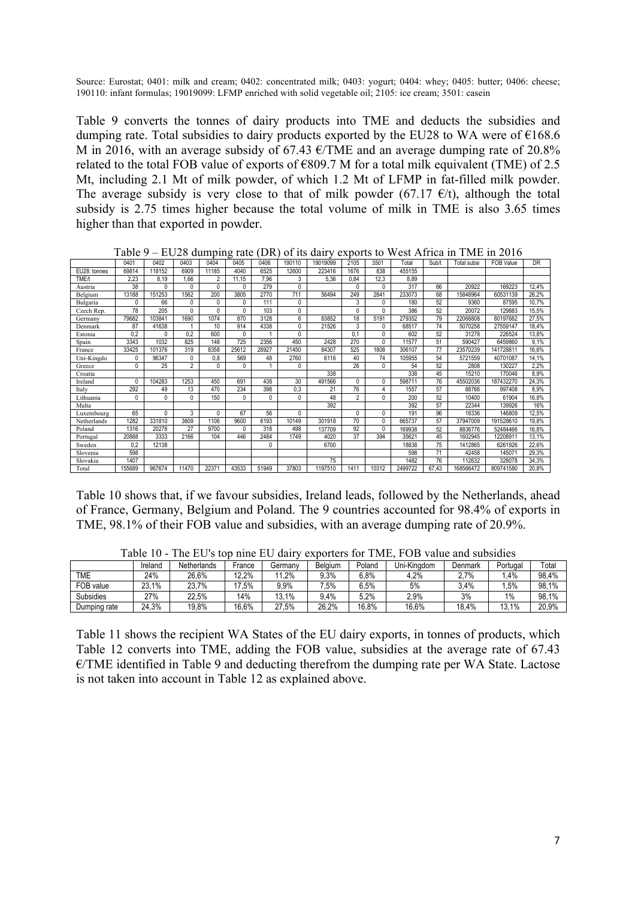Source: Eurostat; 0401: milk and cream; 0402: concentrated milk; 0403: yogurt; 0404: whey; 0405: butter; 0406: cheese; 190110: infant formulas; 19019099: LFMP enriched with solid vegetable oil; 2105: ice cream; 3501: casein

Table 9 converts the tonnes of dairy products into TME and deducts the subsidies and dumping rate. Total subsidies to dairy products exported by the EU28 to WA were of €168.6 M in 2016, with an average subsidy of 67.43 €/TME and an average dumping rate of 20.8% related to the total FOB value of exports of €809.7 M for a total milk equivalent (TME) of 2.5 Mt, including 2.1 Mt of milk powder, of which 1.2 Mt of LFMP in fat-filled milk powder. The average subsidy is very close to that of milk powder (67.17 €/t), although the total subsidy is 2.75 times higher because the total volume of milk in TME is also 3.65 times higher than that exported in powder.

Table 9 – EU28 dumping rate (DR) of its dairy exports to West Africa in TME in 2016

| | 0401 | 0402 | 0403 | 0404 | 0405 | 0406 | 190110 | 19019099 | 2105 | 3501 | Total | Sub/t | Total subsi | FOB Value | DR |
|---|---|---|---|---|---|---|---|---|---|---|---|---|---|---|---|
| EU28: tonnes | 69814 | 118152 | 6909 | 11185 | 4040 | 6525 | 12600 | 223416 | 1676 | 838 | 455155 | | | | |
| TME/t | 2,23 | 8,19 | 1,66 | 2 | 11,15 | 7,96 | 3 | 5,36 | 0,84 | 12,3 | 8,89 | | | | |
| Austria | 38 | 0 | 0 | 0 | 0 | 279 | 0 | | 0 | 0 | 317 | 66 | 20922 | 169223 | 12,4% |
| Belgium | 13188 | 151253 | 1562 | 200 | 3805 | 2770 | 711 | 56494 | 249 | 2841 | 233073 | 68 | 15848964 | 60531139 | 26,2% |
| Bulgaria | 0 | 66 | 0 | 0 | 0 | 111 | 0 | | 3 | 0 | 180 | 52 | 9360 | 87595 | 10,7% |
| Czech Rep. | 78 | 205 | 0 | 0 | 0 | 103 | 0 | | 0 | 0 | 386 | 52 | 20072 | 129883 | 15,5% |
| Germany | 79682 | 103841 | 1690 | 1074 | 870 | 3128 | 6 | 83852 | 18 | 5191 | 279352 | 79 | 22068808 | 80197682 | 27,5% |
| Denmark | 87 | 41638 | 1 | 10 | 914 | 4338 | 0 | 21526 | 3 | 0 | 68517 | 74 | 5070258 | 27559147 | 18,4% |
| Estonia | 0,2 | 0 | 0,2 | 600 | 0 | 1 | 0 | | 0,1 | 0 | 602 | 52 | 31278 | 226524 | 13,8% |
| Spain | 3343 | 1032 | 825 | 148 | 725 | 2356 | 450 | 2428 | 270 | 0 | 11577 | 51 | 590427 | 6459860 | 9,1% |
| France | 33425 | 101376 | 319 | 8358 | 25612 | 28927 | 21450 | 84307 | 525 | 1808 | 306107 | 77 | 23570239 | 141728811 | 16,6% |
| Uni-Kingdo | 0 | 96347 | 0 | 0,8 | 569 | 48 | 2760 | 6116 | 40 | 74 | 105955 | 54 | 5721559 | 40701087 | 14,1% |
| Greece | 0 | 25 | 2 | 0 | 0 | 1 | 0 | | 26 | 0 | 54 | 52 | 2808 | 130227 | 2,2% |
| Croatia | | | | | | | | 338 | | | 338 | 45 | 15210 | 170046 | 8,9% |
| Ireland | 0 | 104283 | 1253 | 450 | 691 | 438 | 30 | 491566 | 0 | 0 | 598711 | 76 | 45502036 | 187432270 | 24,3% |
| Italy | 292 | 49 | 13 | 470 | 234 | 398 | 0,3 | 21 | 76 | 4 | 1557 | 57 | 88766 | 997408 | 8,9% |
| Lithuania | 0 | 0 | 0 | 150 | 0 | 0 | 0 | 48 | 2 | 0 | 200 | 52 | 10400 | 61904 | 16,8% |
| Malta | | | | | | | | 392 | | | 392 | 57 | 22344 | 139926 | 16% |
| Luxembourg | 65 | 0 | 3 | 0 | 67 | 56 | 0 | | 0 | 0 | 191 | 96 | 18336 | 146809 | 12,5% |
| Netherlands | 1282 | 331810 | 3609 | 1106 | 9600 | 6193 | 10149 | 301918 | 70 | 0 | 665737 | 57 | 37947009 | 191528610 | 19,8% |
| Poland | 1316 | 20278 | 27 | 9700 | 0 | 318 | 498 | 137709 | 92 | 0 | 169938 | 52 | 8836776 | 52484466 | 16,8% |
| Portugal | 20888 | 3333 | 2166 | 104 | 446 | 2484 | 1749 | 4020 | 37 | 394 | 35621 | 45 | 1602945 | 12208911 | 13,1% |
| Sweden | 0,2 | 12138 | | | | 0 | | 6700 | | | 18838 | 75 | 1412865 | 6261926 | 22,6% |
| Slovenia | 598 | | | | | | | | | | 598 | 71 | 42458 | 145071 | 29,3% |
| Slovakia | 1407 | | | | | | | 75 | | | 1482 | 76 | 112632 | 328078 | 34,3% |
| Total | 155689 | 967674 | 11470 | 22371 | 43533 | 51949 | 37803 | 1197510 | 1411 | 10312 | 2499722 | 67,43 | 168566472 | 809741580 | 20,8% |

Table 10 shows that, if we favour subsidies, Ireland leads, followed by the Netherlands, ahead of France, Germany, Belgium and Poland. The 9 countries accounted for 98.4% of exports in TME, 98.1% of their FOB value and subsidies, with an average dumping rate of 20.9%.

Table 10 - The EU's top nine EU dairy exporters for TME, FOB value and subsidies

| | Ireland | Netherlands | France | Germany | Belgium | Poland | Uni-Kingdom | Denmark | Portugal | Total |
|---|---|---|---|---|---|---|---|---|---|---|
| TME | 24% | 26,6% | 12,2% | 11,2% | 9,3% | 6,8% | 4,2% | 2,7% | 1,4% | 98,4% |
| FOB value | 23,1% | 23,7% | 17,5% | 9,9% | 7,5% | 6,5% | 5% | 3,4% | 1,5% | 98,1% |
| Subsidies | 27% | 22,5% | 14% | 13,1% | 9,4% | 5,2% | 2,9% | 3% | 1% | 98,1% |
| Dumping rate | 24,3% | 19,8% | 16,6% | 27,5% | 26,2% | 16,8% | 16,6% | 18,4% | 13,1% | 20,9% |

Table 11 shows the recipient WA States of the EU dairy exports, in tonnes of products, which Table 12 converts into TME, adding the FOB value, subsidies at the average rate of 67.43 €/TME identified in Table 9 and deducting therefrom the dumping rate per WA State. Lactose is not taken into account in Table 12 as explained above.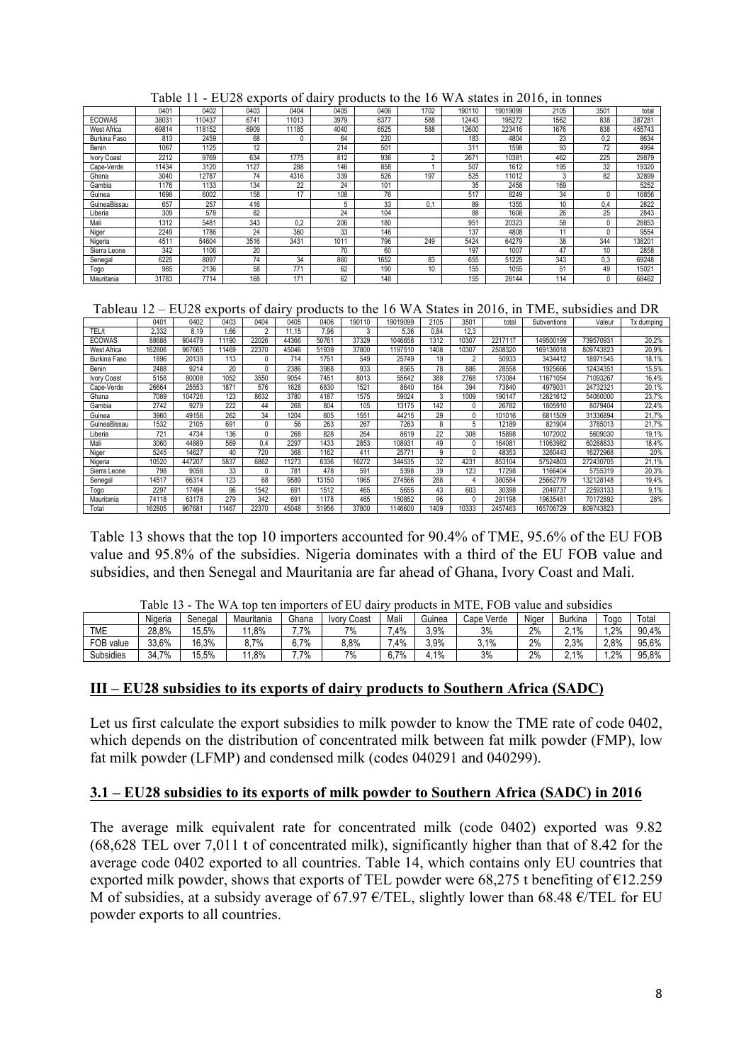Table 11 - EU28 exports of dairy products to the 16 WA states in 2016, in tonnes

| | 0401 | 0402 | 0403 | 0404 | 0405 | 0406 | 1702 | 190110 | 19019099 | 2105 | 3501 | total |
|---|---|---|---|---|---|---|---|---|---|---|---|---|
| ECOWAS | 38031 | 110437 | 6741 | 11013 | 3979 | 6377 | 588 | 12443 | 195272 | 1562 | 838 | 387281 |
| West Africa | 69814 | 118152 | 6909 | 11185 | 4040 | 6525 | 588 | 12600 | 223416 | 1676 | 838 | 455743 |
| Burkina Faso | 813 | 2459 | 68 | 0 | 64 | 220 | | 183 | 4804 | 23 | 0,2 | 8634 |
| Benin | 1067 | 1125 | 12 | | 214 | 501 | | 311 | 1598 | 93 | 72 | 4994 |
| Ivory Coast | 2212 | 9769 | 634 | 1775 | 812 | 936 | 2 | 2671 | 10381 | 462 | 225 | 29879 |
| Cape-Verde | 11434 | 3120 | 1127 | 288 | 146 | 858 | 1 | 507 | 1612 | 195 | 32 | 19320 |
| Ghana | 3040 | 12787 | 74 | 4316 | 339 | 526 | 197 | 525 | 11012 | 3 | 82 | 32899 |
| Gambia | 1176 | 1133 | 134 | 22 | 24 | 101 | | 35 | 2458 | 169 | | 5252 |
| Guinea | 1698 | 6002 | 158 | 17 | 108 | 76 | | 517 | 8249 | 34 | 0 | 16856 |
| GuineaBissau | 657 | 257 | 416 | | 5 | 33 | 0,1 | 89 | 1355 | 10 | 0,4 | 2822 |
| Liberia | 309 | 578 | 82 | | 24 | 104 | | 88 | 1608 | 26 | 25 | 2843 |
| Mali | 1312 | 5481 | 343 | 0,2 | 206 | 180 | | 951 | 20323 | 58 | 0 | 28853 |
| Niger | 2249 | 1786 | 24 | 360 | 33 | 146 | | 137 | 4808 | 11 | 0 | 9554 |
| Nigeria | 4511 | 54604 | 3516 | 3431 | 1011 | 796 | 249 | 5424 | 64279 | 38 | 344 | 138201 |
| Sierra Leone | 342 | 1106 | 20 | | 70 | 60 | | 197 | 1007 | 47 | 10 | 2858 |
| Senegal | 6225 | 8097 | 74 | 34 | 860 | 1652 | 83 | 655 | 51225 | 343 | 0,3 | 69248 |
| Togo | 985 | 2136 | 58 | 771 | 62 | 190 | 10 | 155 | 1055 | 51 | 49 | 15021 |
| Mauritania | 31783 | 7714 | 168 | 171 | 62 | 148 | | 155 | 28144 | 114 | 0 | 68462 |

Tableau 12 – EU28 exports of dairy products to the 16 WA States in 2016, in TME, subsidies and DR

| | 0401 | 0402 | 0403 | 0404 | 0405 | 0406 | 190110 | 19019099 | 2105 | 3501 | total | Subventions | Valeur | Tx dumping |
|---|---|---|---|---|---|---|---|---|---|---|---|---|---|---|
| TEL/t | 2,332 | 8,19 | 1,66 | 2 | 11,15 | 7,96 | 3 | 5,36 | 0,84 | 12,3 | | | | |
| ECOWAS | 88688 | 904479 | 11190 | 22026 | 44366 | 50761 | 37329 | 1046658 | 1312 | 10307 | 2217117 | 149500199 | 739570931 | 20,2% |
| West Africa | 162806 | 967665 | 11469 | 22370 | 45046 | 51939 | 37800 | 1197510 | 1408 | 10307 | 2508320 | 169136018 | 809743823 | 20,9% |
| Burkina Faso | 1896 | 20139 | 113 | 0 | 714 | 1751 | 549 | 25749 | 19 | 2 | 50933 | 3434412 | 18971545 | 18,1% |
| Benin | 2488 | 9214 | 20 | 0 | 2386 | 3988 | 933 | 8565 | 78 | 886 | 28558 | 1925666 | 12434351 | 15,5% |
| Ivory Coast | 5158 | 80008 | 1052 | 3550 | 9054 | 7451 | 8013 | 55642 | 388 | 2768 | 173084 | 11671054 | 71093267 | 16,4% |
| Cape-Verde | 26664 | 25553 | 1871 | 576 | 1628 | 6830 | 1521 | 8640 | 164 | 394 | 73840 | 4979031 | 24732321 | 20,1% |
| Ghana | 7089 | 104726 | 123 | 8632 | 3780 | 4187 | 1575 | 59024 | 3 | 1009 | 190147 | 12821612 | 54060000 | 23,7% |
| Gambia | 2742 | 9279 | 222 | 44 | 268 | 804 | 105 | 13175 | 142 | 0 | 26782 | 1805910 | 8079404 | 22,4% |
| Guinea | 3960 | 49156 | 262 | 34 | 1204 | 605 | 1551 | 44215 | 29 | 0 | 101016 | 6811509 | 31336894 | 21,7% |
| GuineaBissau | 1532 | 2105 | 691 | 0 | 56 | 263 | 267 | 7263 | 8 | 5 | 12189 | 821904 | 3785013 | 21,7% |
| Liberia | 721 | 4734 | 136 | 0 | 268 | 828 | 264 | 8619 | 22 | 308 | 15898 | 1072002 | 5609030 | 19,1% |
| Mali | 3060 | 44889 | 569 | 0,4 | 2297 | 1433 | 2853 | 108931 | 49 | 0 | 164081 | 11063982 | 60288833 | 18,4% |
| Niger | 5245 | 14627 | 40 | 720 | 368 | 1162 | 411 | 25771 | 9 | 0 | 48353 | 3260443 | 16272968 | 20% |
| Nigeria | 10520 | 447207 | 5837 | 6862 | 11273 | 6336 | 16272 | 344535 | 32 | 4231 | 853104 | 57524803 | 272430705 | 21,1% |
| Sierra Leone | 798 | 9058 | 33 | 0 | 781 | 478 | 591 | 5398 | 39 | 123 | 17298 | 1166404 | 5755319 | 20,3% |
| Senegal | 14517 | 66314 | 123 | 68 | 9589 | 13150 | 1965 | 274566 | 288 | 4 | 380584 | 25662779 | 132128148 | 19,4% |
| Togo | 2297 | 17494 | 96 | 1542 | 691 | 1512 | 465 | 5655 | 43 | 603 | 30398 | 2049737 | 22593133 | 9,1% |
| Mauritania | 74118 | 63178 | 279 | 342 | 691 | 1178 | 465 | 150852 | 96 | 0 | 291198 | 19635481 | 70172892 | 28% |
| Total | 162805 | 967681 | 11467 | 22370 | 45048 | 51956 | 37800 | 1146600 | 1409 | 10333 | 2457463 | 165706729 | 809743823 | |

Table 13 shows that the top 10 importers accounted for 90.4% of TME, 95.6% of the EU FOB value and 95.8% of the subsidies. Nigeria dominates with a third of the EU FOB value and subsidies, and then Senegal and Mauritania are far ahead of Ghana, Ivory Coast and Mali.

Table 13 - The WA top ten importers of EU dairy products in MTE, FOB value and subsidies

| | Nigeria | Senegal | Mauritania | Ghana | Ivory Coast | Mali | Guinea | Cape Verde | Niger | Burkina | Togo | Total |
|---|---|---|---|---|---|---|---|---|---|---|---|---|
| TME | 28,8% | 15,5% | 11,8% | 7,7% | 7% | 7,4% | 3,9% | 3% | 2% | 2,1% | 1,2% | 90,4% |
| FOB value | 33,6% | 16,3% | 8,7% | 6,7% | 8,8% | 7,4% | 3,9% | 3,1% | 2% | 2,3% | 2,8% | 95,6% |
| Subsidies | 34,7% | 15,5% | 11,8% | 7,7% | 7% | 6,7% | 4,1% | 3% | 2% | 2,1% | 1,2% | 95,8% |

## III – EU28 subsidies to its exports of dairy products to Southern Africa (SADC)

Let us first calculate the export subsidies to milk powder to know the TME rate of code 0402, which depends on the distribution of concentrated milk between fat milk powder (FMP), low fat milk powder (LFMP) and condensed milk (codes 040291 and 040299).

### 3.1 – EU28 subsidies to its exports of milk powder to Southern Africa (SADC) in 2016

The average milk equivalent rate for concentrated milk (code 0402) exported was 9.82 (68,628 TEL over 7,011 t of concentrated milk), significantly higher than that of 8.42 for the average code 0402 exported to all countries. Table 14, which contains only EU countries that exported milk powder, shows that exports of TEL powder were 68,275 t benefiting of €12.259 M of subsidies, at a subsidy average of 67.97 €/TEL, slightly lower than 68.48 €/TEL for EU powder exports to all countries.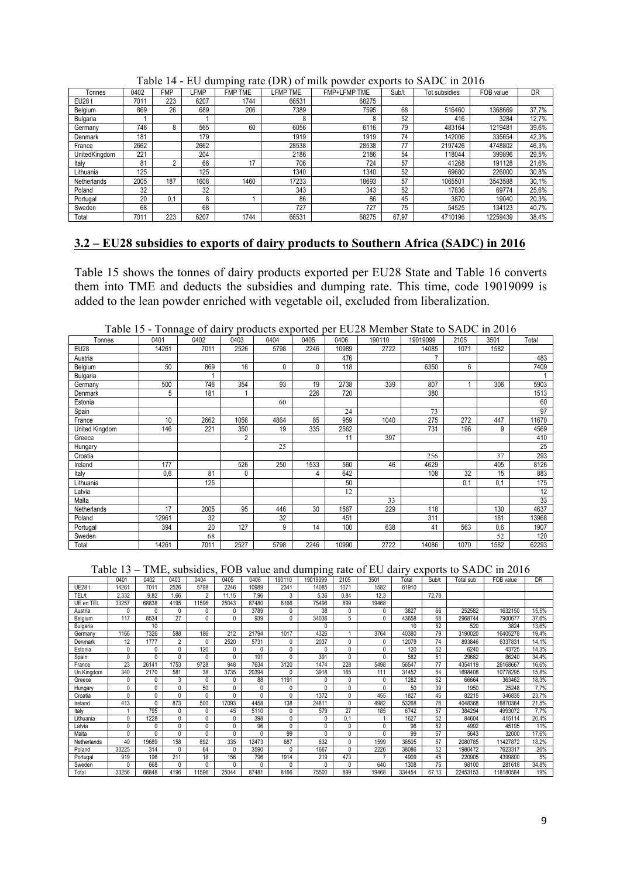Table 14 - EU dumping rate (DR) of milk powder exports to SADC in 2016

| Tonnes | 0402 | FMP | LFMP | FMP TME | LFMP TME | FMP+LFMP TME | Sub/t | Tot subsidies | FOB value | DR |
|---|---|---|---|---|---|---|---|---|---|---|
| EU28 t | 7011 | 223 | 6207 | 1744 | 66531 | 68275 | | | | |
| Belgium | 869 | 26 | 689 | 206 | 7389 | 7595 | 68 | 516460 | 1368669 | 37,7% |
| Bulgaria | 1 | | 1 | | 8 | 8 | 52 | 416 | 3284 | 12,7% |
| Germany | 746 | 8 | 565 | 60 | 6056 | 6116 | 79 | 483164 | 1219481 | 39,6% |
| Denmark | 181 | | 179 | | 1919 | 1919 | 74 | 142006 | 335654 | 42,3% |
| France | 2662 | | 2662 | | 28538 | 28538 | 77 | 2197426 | 4748802 | 46,3% |
| UnitedKingdom | 221 | | 204 | | 2186 | 2186 | 54 | 118044 | 399896 | 29,5% |
| Italy | 81 | 2 | 66 | 17 | 706 | 724 | 57 | 41268 | 191128 | 21,6% |
| Lithuania | 125 | | 125 | | 1340 | 1340 | 52 | 69680 | 226000 | 30,8% |
| Netherlands | 2005 | 187 | 1608 | 1460 | 17233 | 18693 | 57 | 1065501 | 3543588 | 30,1% |
| Poland | 32 | | 32 | | 343 | 343 | 52 | 17836 | 69774 | 25,6% |
| Portugal | 20 | 0,1 | 8 | 1 | 86 | 86 | 45 | 3870 | 19040 | 20,3% |
| Sweden | 68 | | 68 | | 727 | 727 | 75 | 54525 | 134123 | 40,7% |
| Total | 7011 | 223 | 6207 | 1744 | 66531 | 68275 | 67,97 | 4710196 | 12259439 | 38,4% |

## 3.2 – EU28 subsidies to exports of dairy products to Southern Africa (SADC) in 2016

Table 15 shows the tonnes of dairy products exported per EU28 State and Table 16 converts them into TME and deducts the subsidies and dumping rate. This time, code 19019099 is added to the lean powder enriched with vegetable oil, excluded from liberalization.

Table 15 - Tonnage of dairy products exported per EU28 Member State to SADC in 2016

| Tonnes | 0401 | 0402 | 0403 | 0404 | 0405 | 0406 | 190110 | 19019099 | 2105 | 3501 | Total |
|---|---|---|---|---|---|---|---|---|---|---|---|
| EU28 | 14261 | 7011 | 2526 | 5798 | 2246 | 10989 | 2722 | 14085 | 1071 | 1582 | |
| Austria | | | | | | 476 | | 7 | | | 483 |
| Belgium | 50 | 869 | 16 | 0 | 0 | 118 | | 6350 | 6 | | 7409 |
| Bulgaria | | 1 | | | | | | | | | 1 |
| Germany | 500 | 746 | 354 | 93 | 19 | 2738 | 339 | 807 | 1 | 306 | 5903 |
| Denmark | 5 | 181 | 1 | | 226 | 720 | | 380 | | | 1513 |
| Estonia | | | | 60 | | | | | | | 60 |
| Spain | | | | | | 24 | | 73 | | | 97 |
| France | 10 | 2662 | 1056 | 4864 | 85 | 959 | 1040 | 275 | 272 | 447 | 11670 |
| United Kingdom | 146 | 221 | 350 | 19 | 335 | 2562 | | 731 | 196 | 9 | 4569 |
| Greece | | | 2 | | | 11 | 397 | | | | 410 |
| Hungary | | | | 25 | | | | | | | 25 |
| Croatia | | | | | | | | 256 | | 37 | 293 |
| Ireland | 177 | | 526 | 250 | 1533 | 560 | 46 | 4629 | | 405 | 8126 |
| Italy | 0,6 | 81 | 0 | | 4 | 642 | | 108 | 32 | 15 | 883 |
| Lithuania | | 125 | | | | 50 | | | 0,1 | 0,1 | 175 |
| Latvia | | | | | | 12 | | | | | 12 |
| Malta | | | | | | | 33 | | | | 33 |
| Netherlands | 17 | 2005 | 95 | 446 | 30 | 1567 | 229 | 118 | | 130 | 4637 |
| Poland | 12961 | 32 | | 32 | | 451 | | 311 | | 181 | 13968 |
| Portugal | 394 | 20 | 127 | 9 | 14 | 100 | 638 | 41 | 563 | 0,6 | 1907 |
| Sweden | | 68 | | | | | | | | 52 | 120 |
| Total | 14261 | 7011 | 2527 | 5798 | 2246 | 10990 | 2722 | 14086 | 1070 | 1582 | 62293 |

Table 13 – TME, subsidies, FOB value and dumping rate of EU dairy exports to SADC in 2016

| | 0401 | 0402 | 0403 | 0404 | 0405 | 0406 | 190110 | 19019099 | 2105 | 3501 | Total | Sub/t | Total sub | FOB value | DR |
|---|---|---|---|---|---|---|---|---|---|---|---|---|---|---|---|
| UE28 t | 14261 | 7011 | 2526 | 5798 | 2246 | 10989 | 2341 | 14085 | 1071 | 1582 | 61910 | | | | |
| TEL/t | 2,332 | 9,82 | 1,66 | 2 | 11,15 | 7,96 | 3 | 5,36 | 0,84 | 12,3 | | 72,78 | | | |
| UE en TEL | 33257 | 68838 | 4195 | 11596 | 25043 | 87480 | 8166 | 75496 | 899 | 19468 | | | | | |
| Austria | 0 | 0 | 0 | 0 | 0 | 3789 | 0 | 38 | 0 | 0 | 3827 | 66 | 252582 | 1632150 | 15,5% |
| Belgium | 117 | 8534 | 27 | 0 | 0 | 939 | 0 | 34036 | 5 | 0 | 43658 | 68 | 2968744 | 7900677 | 37,6% |
| Bulgaria | | 10 | | | | | | 0 | | | 10 | 52 | 520 | 3824 | 13,6% |
| Germany | 1166 | 7326 | 588 | 186 | 212 | 21794 | 1017 | 4326 | 1 | 3764 | 40380 | 79 | 3190020 | 16405278 | 19,4% |
| Denmark | 12 | 1777 | 2 | 0 | 2520 | 5731 | 0 | 2037 | 0 | 0 | 12079 | 74 | 893846 | 6337831 | 14,1% |
| Estonia | 0 | 0 | 0 | 120 | 0 | 0 | 0 | 0 | 0 | 0 | 120 | 52 | 6240 | 43725 | 14,3% |
| Spain | 0 | 0 | 0 | 0 | 0 | 191 | 0 | 391 | 0 | 0 | 582 | 51 | 29682 | 86240 | 34,4% |
| France | 23 | 26141 | 1753 | 9728 | 948 | 7634 | 3120 | 1474 | 228 | 5498 | 56547 | 77 | 4354119 | 26168667 | 16,6% |
| Un.Kingdom | 340 | 2170 | 581 | 38 | 3735 | 20394 | 0 | 3918 | 165 | 111 | 31452 | 54 | 1698408 | 10778295 | 15,8% |
| Greece | 0 | 0 | 3 | 0 | 0 | 88 | 1191 | 0 | 0 | 0 | 1282 | 52 | 66664 | 363462 | 18,3% |
| Hungary | 0 | 0 | 0 | 50 | 0 | 0 | 0 | 0 | 0 | 0 | 50 | 39 | 1950 | 25248 | 7,7% |
| Croatia | 0 | 0 | 0 | 0 | 0 | 0 | 0 | 1372 | 0 | 455 | 1827 | 45 | 82215 | 346835 | 23,7% |
| Ireland | 413 | 0 | 873 | 500 | 17093 | 4458 | 138 | 24811 | 0 | 4982 | 53268 | 76 | 4048368 | 18870364 | 21,5% |
| Italy | 1 | 795 | 0 | 0 | 45 | 5110 | 0 | 579 | 27 | 185 | 6742 | 57 | 384294 | 4993072 | 7,7% |
| Lithuania | 0 | 1228 | 0 | 0 | 0 | 398 | 0 | 0 | 0,1 | 1 | 1627 | 52 | 84604 | 415114 | 20,4% |
| Latvia | 0 | 0 | 0 | 0 | 0 | 96 | 0 | 0 | 0 | 0 | 96 | 52 | 4992 | 45195 | 11% |
| Malta | 0 | 0 | 0 | 0 | 0 | 0 | 99 | 0 | 0 | 0 | 99 | 57 | 5643 | 32000 | 17,6% |
| Netherlands | 40 | 19689 | 158 | 892 | 335 | 12473 | 687 | 632 | 0 | 1599 | 36505 | 57 | 2080785 | 11427872 | 18,2% |
| Poland | 30225 | 314 | 0 | 64 | 0 | 3590 | 0 | 1667 | 0 | 2226 | 38086 | 52 | 1980472 | 7623317 | 26% |
| Portugal | 919 | 196 | 211 | 18 | 156 | 796 | 1914 | 219 | 473 | 7 | 4909 | 45 | 220905 | 4399800 | 5% |
| Sweden | 0 | 668 | 0 | 0 | 0 | 0 | 0 | 0 | 0 | 640 | 1308 | 75 | 98100 | 281618 | 34,8% |
| Total | 33256 | 68848 | 4196 | 11596 | 25044 | 87481 | 8166 | 75500 | 899 | 19468 | 334454 | 67,13 | 22453153 | 118180584 | 19% |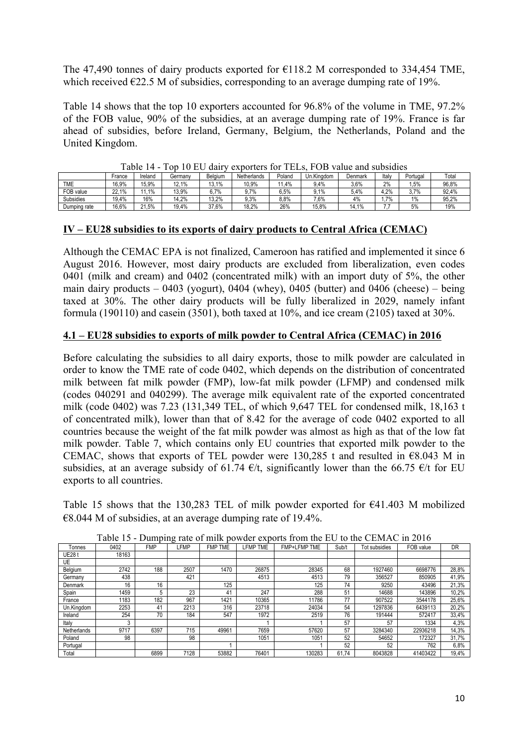The 47,490 tonnes of dairy products exported for €118.2 M corresponded to 334,454 TME, which received €22.5 M of subsidies, corresponding to an average dumping rate of 19%.

Table 14 shows that the top 10 exporters accounted for 96.8% of the volume in TME, 97.2% of the FOB value, 90% of the subsidies, at an average dumping rate of 19%. France is far ahead of subsidies, before Ireland, Germany, Belgium, the Netherlands, Poland and the United Kingdom.

Table 14 - Top 10 EU dairy exporters for TELs, FOB value and subsidies

| | France | Ireland | Germany | Belgium | Netherlands | Poland | Un.Kingdom | Denmark | Italy | Portugal | Total |
|---|---|---|---|---|---|---|---|---|---|---|---|
| TME | 16,9% | 15,9% | 12,1% | 13,1% | 10,9% | 11,4% | 9,4% | 3,6% | 2% | 1,5% | 96,8% |
| FOB value | 22,1% | 11,1% | 13,9% | 6,7% | 9,7% | 6,5% | 9,1% | 5,4% | 4,2% | 3,7% | 92,4% |
| Subsidies | 19,4% | 16% | 14,2% | 13,2% | 9,3% | 8,8% | 7,6% | 4% | 1,7% | 1% | 95,2% |
| Dumping rate | 16,6% | 21,5% | 19,4% | 37,6% | 18,2% | 26% | 15,8% | 14,1% | 7,7 | 5% | 19% |

## IV – EU28 subsidies to its exports of dairy products to Central Africa (CEMAC)

Although the CEMAC EPA is not finalized, Cameroon has ratified and implemented it since 6 August 2016. However, most dairy products are excluded from liberalization, even codes 0401 (milk and cream) and 0402 (concentrated milk) with an import duty of 5%, the other main dairy products – 0403 (yogurt), 0404 (whey), 0405 (butter) and 0406 (cheese) – being taxed at 30%. The other dairy products will be fully liberalized in 2029, namely infant formula (190110) and casein (3501), both taxed at 10%, and ice cream (2105) taxed at 30%.

### 4.1 – EU28 subsidies to exports of milk powder to Central Africa (CEMAC) in 2016

Before calculating the subsidies to all dairy exports, those to milk powder are calculated in order to know the TME rate of code 0402, which depends on the distribution of concentrated milk between fat milk powder (FMP), low-fat milk powder (LFMP) and condensed milk (codes 040291 and 040299). The average milk equivalent rate of the exported concentrated milk (code 0402) was 7.23 (131,349 TEL, of which 9,647 TEL for condensed milk, 18,163 t of concentrated milk), lower than that of 8.42 for the average of code 0402 exported to all countries because the weight of the fat milk powder was almost as high as that of the low fat milk powder. Table 7, which contains only EU countries that exported milk powder to the CEMAC, shows that exports of TEL powder were 130,285 t and resulted in €8.043 M in subsidies, at an average subsidy of 61.74 €/t, significantly lower than the 66.75 €/t for EU exports to all countries.

Table 15 shows that the 130,283 TEL of milk powder exported for €41.403 M mobilized €8.044 M of subsidies, at an average dumping rate of 19.4%.

Table 15 - Dumping rate of milk powder exports from the EU to the CEMAC in 2016

| Tonnes | 0402 | FMP | LFMP | FMP TME | LFMP TME | FMP+LFMP TME | Sub/t | Tot subsidies | FOB value | DR |
|---|---|---|---|---|---|---|---|---|---|---|
| UE28 t | 18163 | | | | | | | | | |
| UE | | | | | | | | | | |
| Belgium | 2742 | 188 | 2507 | 1470 | 26875 | 28345 | 68 | 1927460 | 6698776 | 28,8% |
| Germany | 438 | | 421 | | 4513 | 4513 | 79 | 356527 | 850905 | 41,9% |
| Denmark | 16 | 16 | | 125 | | 125 | 74 | 9250 | 43496 | 21,3% |
| Spain | 1459 | 5 | 23 | 41 | 247 | 288 | 51 | 14688 | 143896 | 10,2% |
| France | 1183 | 182 | 967 | 1421 | 10365 | 11786 | 77 | 907522 | 3544178 | 25,6% |
| Un.Kingdom | 2253 | 41 | 2213 | 316 | 23718 | 24034 | 54 | 1297836 | 6439113 | 20,2% |
| Ireland | 254 | 70 | 184 | 547 | 1972 | 2519 | 76 | 191444 | 572417 | 33,4% |
| Italy | 3 | | | | 1 | 1 | 57 | 57 | 1334 | 4,3% |
| Netherlands | 9717 | 6397 | 715 | 49961 | 7659 | 57620 | 57 | 3284340 | 22936218 | 14,3% |
| Poland | 98 | | 98 | | 1051 | 1051 | 52 | 54652 | 172327 | 31,7% |
| Portugal | | | | 1 | | 1 | 52 | 52 | 762 | 6,8% |
| Total | | 6899 | 7128 | 53882 | 76401 | 130283 | 61,74 | 8043828 | 41403422 | 19,4% |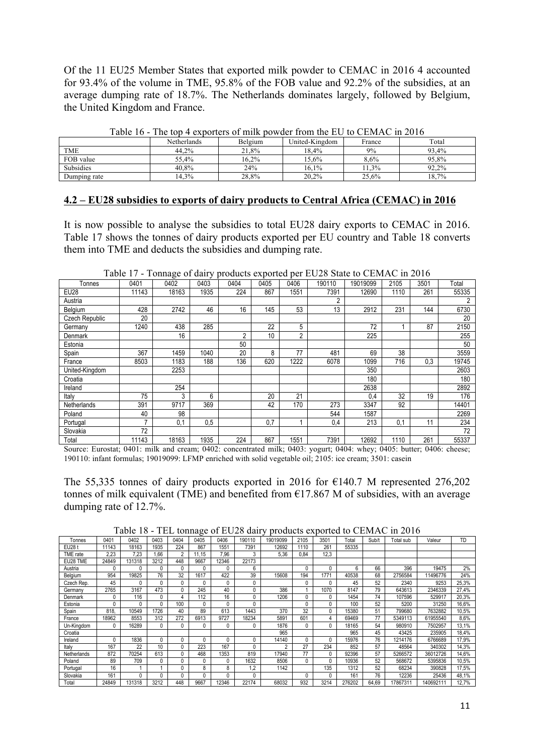Of the 11 EU25 Member States that exported milk powder to CEMAC in 2016 4 accounted for 93.4% of the volume in TME, 95.8% of the FOB value and 92.2% of the subsidies, at an average dumping rate of 18.7%. The Netherlands dominates largely, followed by Belgium, the United Kingdom and France.

Table 16 - The top 4 exporters of milk powder from the EU to CEMAC in 2016

| | Netherlands | Belgium | United-Kingdom | France | Total |
|---|---|---|---|---|---|
| TME | 44,2% | 21,8% | 18,4% | 9% | 93,4% |
| FOB value | 55,4% | 16,2% | 15,6% | 8,6% | 95,8% |
| Subsidies | 40,8% | 24% | 16,1% | 11,3% | 92,2% |
| Dumping rate | 14,3% | 28,8% | 20,2% | 25,6% | 18,7% |

## 4.2 – EU28 subsidies to exports of dairy products to Central Africa (CEMAC) in 2016

It is now possible to analyse the subsidies to total EU28 dairy exports to CEMAC in 2016. Table 17 shows the tonnes of dairy products exported per EU country and Table 18 converts them into TME and deducts the subsidies and dumping rate.

Table 17 - Tonnage of dairy products exported per EU28 State to CEMAC in 2016

| Tonnes | 0401 | 0402 | 0403 | 0404 | 0405 | 0406 | 190110 | 19019099 | 2105 | 3501 | Total |
|---|---|---|---|---|---|---|---|---|---|---|---|
| EU28 | 11143 | 18163 | 1935 | 224 | 867 | 1551 | 7391 | 12690 | 1110 | 261 | 55335 |
| Austria | | | | | | | 2 | | | | 2 |
| Belgium | 428 | 2742 | 46 | 16 | 145 | 53 | 13 | 2912 | 231 | 144 | 6730 |
| Czech Republic | 20 | | | | | | | | | | 20 |
| Germany | 1240 | 438 | 285 | | 22 | 5 | | 72 | 1 | 87 | 2150 |
| Denmark | | 16 | | 2 | 10 | 2 | | 225 | | | 255 |
| Estonia | | | | 50 | | | | | | | 50 |
| Spain | 367 | 1459 | 1040 | 20 | 8 | 77 | 481 | 69 | 38 | | 3559 |
| France | 8503 | 1183 | 188 | 136 | 620 | 1222 | 6078 | 1099 | 716 | 0,3 | 19745 |
| United-Kingdom | | 2253 | | | | | | 350 | | | 2603 |
| Croatia | | | | | | | | 180 | | | 180 |
| Ireland | | 254 | | | | | | 2638 | | | 2892 |
| Italy | 75 | 3 | 6 | | 20 | 21 | | 0,4 | 32 | 19 | 176 |
| Netherlands | 391 | 9717 | 369 | | 42 | 170 | 273 | 3347 | 92 | | 14401 |
| Poland | 40 | 98 | | | | | 544 | 1587 | | | 2269 |
| Portugal | 7 | 0,1 | 0,5 | | 0,7 | 1 | 0,4 | 213 | 0,1 | 11 | 234 |
| Slovakia | 72 | | | | | | | | | | 72 |
| Total | 11143 | 18163 | 1935 | 224 | 867 | 1551 | 7391 | 12692 | 1110 | 261 | 55337 |

Source: Eurostat; 0401: milk and cream; 0402: concentrated milk; 0403: yogurt; 0404: whey; 0405: butter; 0406: cheese; 190110: infant formulas; 19019099: LFMP enriched with solid vegetable oil; 2105: ice cream; 3501: casein

The 55,335 tonnes of dairy products exported in 2016 for €140.7 M represented 276,202 tonnes of milk equivalent (TME) and benefited from €17.867 M of subsidies, with an average dumping rate of 12.7%.

Table 18 - TEL tonnage of EU28 dairy products exported to CEMAC in 2016

| Tonnes | 0401 | 0402 | 0403 | 0404 | 0405 | 0406 | 190110 | 19019099 | 2105 | 3501 | Total | Sub/t | Total sub | Valeur | TD |
|---|---|---|---|---|---|---|---|---|---|---|---|---|---|---|---|
| EU28 t | 11143 | 18163 | 1935 | 224 | 867 | 1551 | 7391 | 12692 | 1110 | 261 | 55335 | | | | |
| TME rate | 2,23 | 7,23 | 1,66 | 2 | 11,15 | 7,96 | 3 | 5,36 | 0,84 | 12,3 | | | | | |
| EU28 TME | 24849 | 131318 | 3212 | 448 | 9667 | 12346 | 22173 | | | | | | | | |
| Austria | 0 | 0 | 0 | 0 | 0 | 0 | 6 | | 0 | 0 | 6 | 66 | 396 | 19475 | 2% |
| Belgium | 954 | 19825 | 76 | 32 | 1617 | 422 | 39 | 15608 | 194 | 1771 | 40538 | 68 | 2756584 | 11496776 | 24% |
| Czech Rep. | 45 | 0 | 0 | 0 | 0 | 0 | 0 | | 0 | 0 | 45 | 52 | 2340 | 9253 | 25,3% |
| Germany | 2765 | 3167 | 473 | 0 | 245 | 40 | 0 | 386 | 1 | 1070 | 8147 | 79 | 643613 | 2346339 | 27,4% |
| Denmark | 0 | 116 | 0 | 4 | 112 | 16 | 0 | 1206 | 0 | 0 | 1454 | 74 | 107596 | 529917 | 20,3% |
| Estonia | 0 | 0 | 0 | 100 | 0 | 0 | 0 | | 0 | 0 | 100 | 52 | 5200 | 31250 | 16,6% |
| Spain | 818, | 10549 | 1726 | 40 | 89 | 613 | 1443 | 370 | 32 | 0 | 15380 | 51 | 799680 | 7632882 | 10,5% |
| France | 18962 | 8553 | 312 | 272 | 6913 | 9727 | 18234 | 5891 | 601 | 4 | 69469 | 77 | 5349113 | 61955540 | 8,6% |
| Un-Kingdom | 0 | 16289 | 0 | 0 | 0 | 0 | 0 | 1876 | 0 | 0 | 18165 | 54 | 980910 | 7502957 | 13,1% |
| Croatia | | | | | | | | 965 | | | 965 | 45 | 43425 | 235905 | 18,4% |
| Ireland | 0 | 1836 | 0 | 0 | 0 | 0 | 0 | 14140 | 0 | 0 | 15976 | 76 | 1214176 | 6766689 | 17,9% |
| Italy | 167 | 22 | 10 | 0 | 223 | 167 | 0 | 2 | 27 | 234 | 852 | 57 | 48564 | 340302 | 14,3% |
| Netherlands | 872 | 70254 | 613 | 0 | 468 | 1353 | 819 | 17940 | 77 | 0 | 92396 | 57 | 5266572 | 36012726 | 14,6% |
| Poland | 89 | 709 | 0 | 0 | 0 | 0 | 1632 | 8506 | 0 | 0 | 10936 | 52 | 568672 | 5395836 | 10,5% |
| Portugal | 16 | 1 | 1 | 0 | 8 | 8 | 1,2 | 1142 | | 135 | 1312 | 52 | 68234 | 390828 | 17,5% |
| Slovakia | 161 | 0 | 0 | 0 | 0 | 0 | 0 | | 0 | 0 | 161 | 76 | 12236 | 25436 | 48,1% |
| Total | 24849 | 131318 | 3212 | 448 | 9667 | 12346 | 22174 | 68032 | 932 | 3214 | 276202 | 64,69 | 17867311 | 140692111 | 12,7% |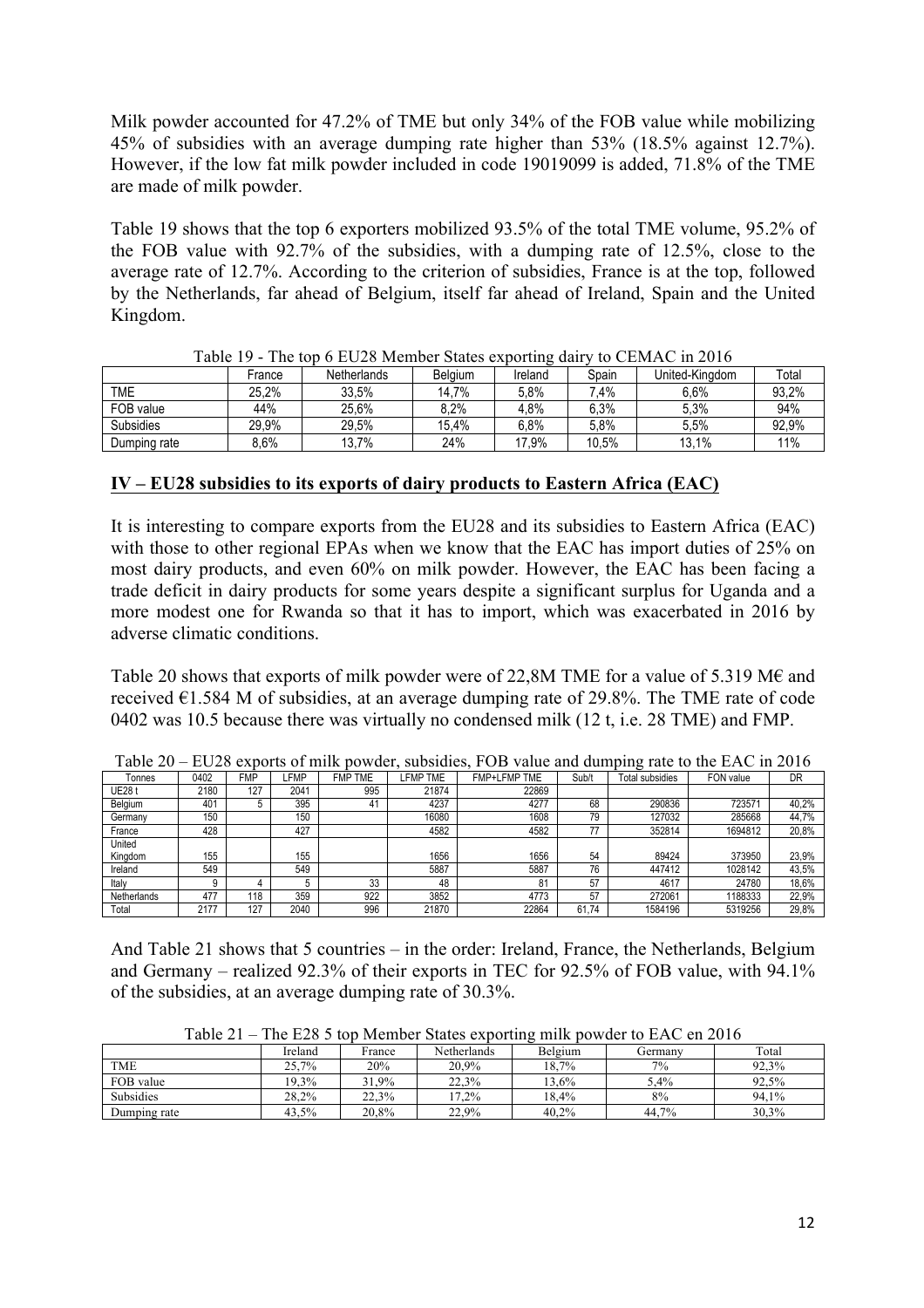Milk powder accounted for 47.2% of TME but only 34% of the FOB value while mobilizing 45% of subsidies with an average dumping rate higher than 53% (18.5% against 12.7%). However, if the low fat milk powder included in code 19019099 is added, 71.8% of the TME are made of milk powder.

Table 19 shows that the top 6 exporters mobilized 93.5% of the total TME volume, 95.2% of the FOB value with 92.7% of the subsidies, with a dumping rate of 12.5%, close to the average rate of 12.7%. According to the criterion of subsidies, France is at the top, followed by the Netherlands, far ahead of Belgium, itself far ahead of Ireland, Spain and the United Kingdom.

Table 19 - The top 6 EU28 Member States exporting dairy to CEMAC in 2016

| | France | Netherlands | Belgium | Ireland | Spain | United-Kingdom | Total |
|---|---|---|---|---|---|---|---|
| TME | 25,2% | 33,5% | 14,7% | 5,8% | 7,4% | 6,6% | 93,2% |
| FOB value | 44% | 25,6% | 8,2% | 4,8% | 6,3% | 5,3% | 94% |
| Subsidies | 29,9% | 29,5% | 15,4% | 6,8% | 5,8% | 5,5% | 92,9% |
| Dumping rate | 8,6% | 13,7% | 24% | 17,9% | 10,5% | 13,1% | 11% |

## IV – EU28 subsidies to its exports of dairy products to Eastern Africa (EAC)

It is interesting to compare exports from the EU28 and its subsidies to Eastern Africa (EAC) with those to other regional EPAs when we know that the EAC has import duties of 25% on most dairy products, and even 60% on milk powder. However, the EAC has been facing a trade deficit in dairy products for some years despite a significant surplus for Uganda and a more modest one for Rwanda so that it has to import, which was exacerbated in 2016 by adverse climatic conditions.

Table 20 shows that exports of milk powder were of 22,8M TME for a value of 5.319 M€ and received €1.584 M of subsidies, at an average dumping rate of 29.8%. The TME rate of code 0402 was 10.5 because there was virtually no condensed milk (12 t, i.e. 28 TME) and FMP.

Table 20 – EU28 exports of milk powder, subsidies, FOB value and dumping rate to the EAC in 2016

| Tonnes | 0402 | FMP | LFMP | FMP TME | LFMP TME | FMP+LFMP TME | Sub/t | Total subsidies | FON value | DR |
|---|---|---|---|---|---|---|---|---|---|---|
| UE28 t | 2180 | 127 | 2041 | 995 | 21874 | 22869 | | | | |
| Belgium | 401 | 5 | 395 | 41 | 4237 | 4277 | 68 | 290836 | 723571 | 40,2% |
| Germany | 150 | | 150 | | 16080 | 1608 | 79 | 127032 | 285668 | 44,7% |
| France | 428 | | 427 | | 4582 | 4582 | 77 | 352814 | 1694812 | 20,8% |
| United Kingdom | 155 | | 155 | | 1656 | 1656 | 54 | 89424 | 373950 | 23,9% |
| Ireland | 549 | | 549 | | 5887 | 5887 | 76 | 447412 | 1028142 | 43,5% |
| Italy | 9 | 4 | 5 | 33 | 48 | 81 | 57 | 4617 | 24780 | 18,6% |
| Netherlands | 477 | 118 | 359 | 922 | 3852 | 4773 | 57 | 272061 | 1188333 | 22,9% |
| Total | 2177 | 127 | 2040 | 996 | 21870 | 22864 | 61,74 | 1584196 | 5319256 | 29,8% |

And Table 21 shows that 5 countries – in the order: Ireland, France, the Netherlands, Belgium and Germany – realized 92.3% of their exports in TEC for 92.5% of FOB value, with 94.1% of the subsidies, at an average dumping rate of 30.3%.

Table 21 – The E28 5 top Member States exporting milk powder to EAC en 2016

| | Ireland | France | Netherlands | Belgium | Germany | Total |
|---|---|---|---|---|---|---|
| TME | 25,7% | 20% | 20,9% | 18,7% | 7% | 92,3% |
| FOB value | 19,3% | 31,9% | 22,3% | 13,6% | 5,4% | 92,5% |
| Subsidies | 28,2% | 22,3% | 17,2% | 18,4% | 8% | 94,1% |
| Dumping rate | 43,5% | 20,8% | 22,9% | 40,2% | 44,7% | 30,3% |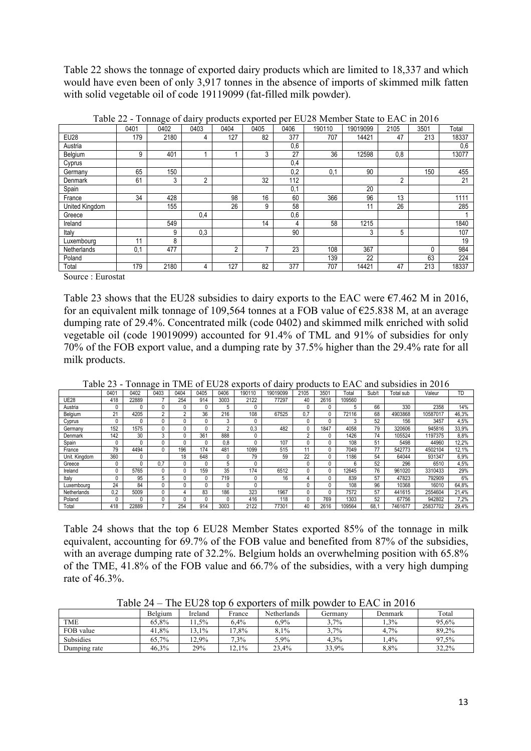Table 22 shows the tonnage of exported dairy products which are limited to 18,337 and which would have even been of only 3,917 tonnes in the absence of imports of skimmed milk fatten with solid vegetable oil of code 19119099 (fat-filled milk powder).

Table 22 - Tonnage of dairy products exported per EU28 Member State to EAC in 2016

| | 0401 | 0402 | 0403 | 0404 | 0405 | 0406 | 190110 | 19019099 | 2105 | 3501 | Total |
|---|---|---|---|---|---|---|---|---|---|---|---|
| EU28 | 179 | 2180 | 4 | 127 | 82 | 377 | 707 | 14421 | 47 | 213 | 18337 |
| Austria | | | | | | 0,6 | | | | | 0,6 |
| Belgium | 9 | 401 | 1 | 1 | 3 | 27 | 36 | 12598 | 0,8 | | 13077 |
| Cyprus | | | | | | 0,4 | | | | | |
| Germany | 65 | 150 | | | | 0,2 | 0,1 | 90 | | 150 | 455 |
| Denmark | 61 | 3 | 2 | | 32 | 112 | | | 2 | | 21 |
| Spain | | | | | | 0,1 | | 20 | | | |
| France | 34 | 428 | | 98 | 16 | 60 | 366 | 96 | 13 | | 1111 |
| United Kingdom | | 155 | | 26 | 9 | 58 | | 11 | 26 | | 285 |
| Greece | | | 0,4 | | | 0,6 | | | | | 1 |
| Ireland | | 549 | | | 14 | 4 | 58 | 1215 | | | 1840 |
| Italy | | 9 | 0,3 | | | 90 | | 3 | 5 | | 107 |
| Luxembourg | 11 | 8 | | | | | | | | | 19 |
| Netherlands | 0,1 | 477 | | 2 | 7 | 23 | 108 | 367 | | 0 | 984 |
| Poland | | | | | | | 139 | 22 | | 63 | 224 |
| Total | 179 | 2180 | 4 | 127 | 82 | 377 | 707 | 14421 | 47 | 213 | 18337 |

Source : Eurostat

Table 23 shows that the EU28 subsidies to dairy exports to the EAC were €7.462 M in 2016, for an equivalent milk tonnage of 109,564 tonnes at a FOB value of €25.838 M, at an average dumping rate of 29.4%. Concentrated milk (code 0402) and skimmed milk enriched with solid vegetable oil (code 19019099) accounted for 91.4% of TML and 91% of subsidies for only 70% of the FOB export value, and a dumping rate by 37.5% higher than the 29.4% rate for all milk products.

Table 23 - Tonnage in TME of EU28 exports of dairy products to EAC and subsidies in 2016

| | 0401 | 0402 | 0403 | 0404 | 0405 | 0406 | 190110 | 19019099 | 2105 | 3501 | Total | Sub/t | Total sub | Valeur | TD |
|---|---|---|---|---|---|---|---|---|---|---|---|---|---|---|---|
| UE28 | 418 | 22889 | 7 | 254 | 914 | 3003 | 2122 | 77297 | 40 | 2616 | 109560 | | | | |
| Austria | 0 | 0 | 0 | 0 | 0 | 5 | 0 | | 0 | 0 | 5 | 66 | 330 | 2358 | 14% |
| Belgium | 21 | 4205 | 2 | 2 | 36 | 216 | 108 | 67525 | 0,7 | 0 | 72116 | 68 | 4903868 | 10587017 | 46,3% |
| Cyprus | 0 | 0 | 0 | 0 | 0 | 3 | 0 | | 0 | 0 | 3 | 52 | 156 | 3457 | 4,5% |
| Germany | 152 | 1575 | 0 | 0 | 0 | 2 | 0,3 | 482 | 0 | 1847 | 4058 | 79 | 320606 | 945816 | 33,9% |
| Denmark | 142 | 30 | 3 | 0 | 361 | 888 | 0 | | 2 | 0 | 1426 | 74 | 105524 | 1197375 | 8,8% |
| Spain | 0 | 0 | 0 | 0 | 0 | 0,8 | 0 | 107 | 0 | 0 | 108 | 51 | 5498 | 44960 | 12,2% |
| France | 79 | 4494 | 0 | 196 | 174 | 481 | 1099 | 515 | 11 | 0 | 7049 | 77 | 542773 | 4502104 | 12,1% |
| Unit. Kingdom | 360 | 0 | | 18 | 648 | 0 | 79 | 59 | 22 | 0 | 1186 | 54 | 64044 | 931347 | 6,9% |
| Greece | 0 | 0 | 0,7 | 0 | 0 | 5 | 0 | | 0 | 0 | 6 | 52 | 296 | 6510 | 4,5% |
| Ireland | 0 | 5765 | 0 | 0 | 159 | 35 | 174 | 6512 | 0 | 0 | 12645 | 76 | 961020 | 3310433 | 29% |
| Italy | 0 | 95 | 5 | 0 | 0 | 719 | 0 | 16 | 4 | 0 | 839 | 57 | 47823 | 792909 | 6% |
| Luxembourg | 24 | 84 | 0 | 0 | 0 | 0 | 0 | | 0 | 0 | 108 | 96 | 10368 | 16010 | 64,8% |
| Netherlands | 0,2 | 5009 | 0 | 4 | 83 | 186 | 323 | 1967 | 0 | 0 | 7572 | 57 | 441615 | 2554604 | 21,4% |
| Poland | 0 | 0 | 0 | 0 | 0 | 0 | 416 | 118 | 0 | 769 | 1303 | 52 | 67756 | 942802 | 7,2% |
| Total | 418 | 22889 | 7 | 254 | 914 | 3003 | 2122 | 77301 | 40 | 2616 | 109564 | 68,1 | 7461677 | 25837702 | 29,4% |

Table 24 shows that the top 6 EU28 Member States exported 85% of the tonnage in milk equivalent, accounting for 69.7% of the FOB value and benefited from 87% of the subsidies, with an average dumping rate of 32.2%. Belgium holds an overwhelming position with 65.8% of the TME, 41.8% of the FOB value and 66.7% of the subsidies, with a very high dumping rate of 46.3%.

Table 24 – The EU28 top 6 exporters of milk powder to EAC in 2016

| | Belgium | Ireland | France | Netherlands | Germany | Denmark | Total |
|---|---|---|---|---|---|---|---|
| TME | 65,8% | 11,5% | 6,4% | 6,9% | 3,7% | 1,3% | 95,6% |
| FOB value | 41,8% | 13,1% | 17,8% | 8,1% | 3,7% | 4,7% | 89,2% |
| Subsidies | 65,7% | 12,9% | 7,3% | 5,9% | 4,3% | 1,4% | 97,5% |
| Dumping rate | 46,3% | 29% | 12,1% | 23,4% | 33,9% | 8,8% | 32,2% |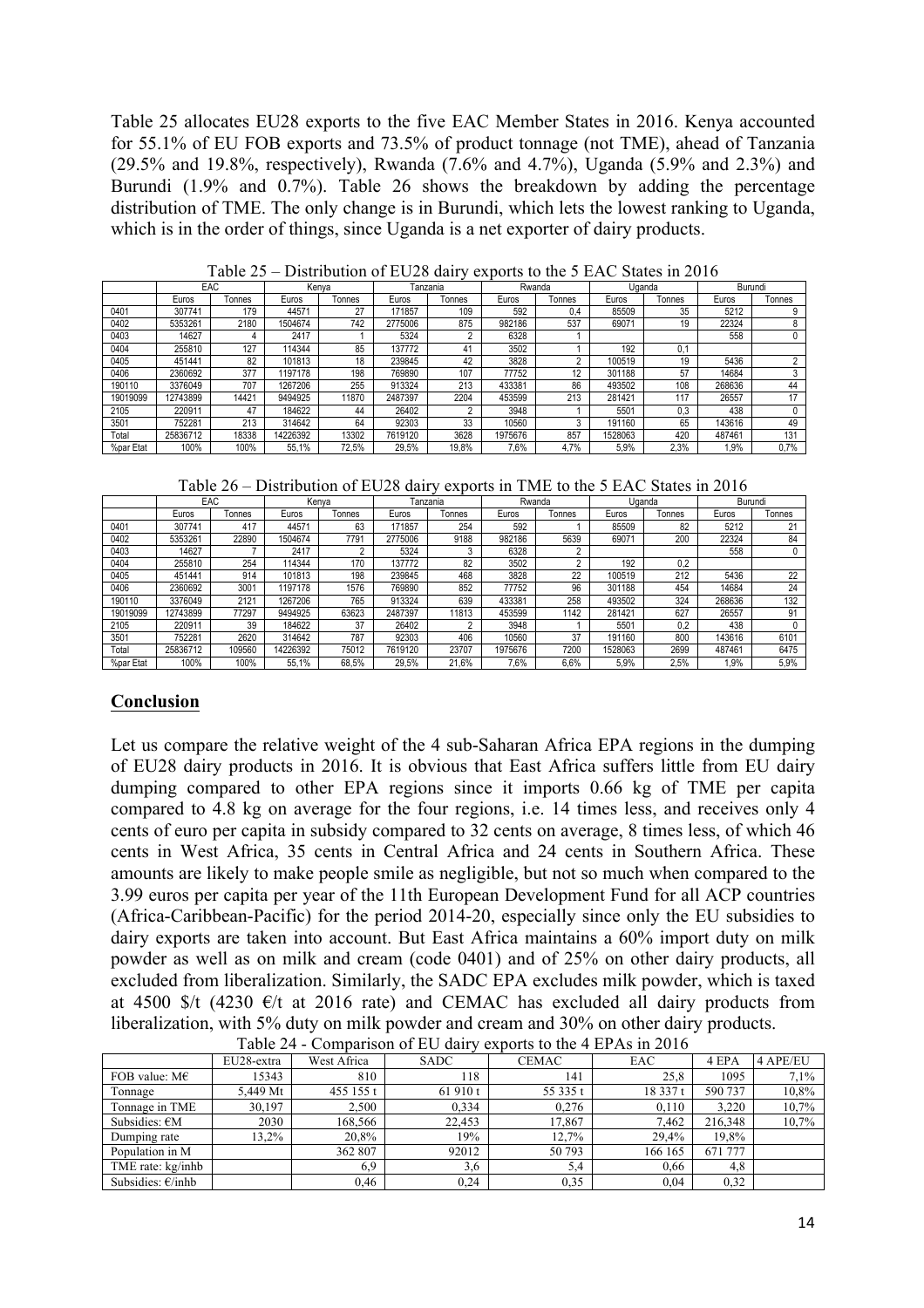Table 25 allocates EU28 exports to the five EAC Member States in 2016. Kenya accounted for 55.1% of EU FOB exports and 73.5% of product tonnage (not TME), ahead of Tanzania (29.5% and 19.8%, respectively), Rwanda (7.6% and 4.7%), Uganda (5.9% and 2.3%) and Burundi (1.9% and 0.7%). Table 26 shows the breakdown by adding the percentage distribution of TME. The only change is in Burundi, which lets the lowest ranking to Uganda, which is in the order of things, since Uganda is a net exporter of dairy products.

Table 25 – Distribution of EU28 dairy exports to the 5 EAC States in 2016

| | EAC | | Kenya | | Tanzania | | Rwanda | | Uganda | | Burundi | |
|---|---|---|---|---|---|---|---|---|---|---|---|---|
| | Euros | Tonnes | Euros | Tonnes | Euros | Tonnes | Euros | Tonnes | Euros | Tonnes | Euros | Tonnes |
| 0401 | 307741 | 179 | 44571 | 27 | 171857 | 109 | 592 | 0,4 | 85509 | 35 | 5212 | 9 |
| 0402 | 5353261 | 2180 | 1504674 | 742 | 2775006 | 875 | 982186 | 537 | 69071 | 19 | 22324 | 8 |
| 0403 | 14627 | 4 | 2417 | 1 | 5324 | 2 | 6328 | 1 | | | 558 | 0 |
| 0404 | 255810 | 127 | 114344 | 85 | 137772 | 41 | 3502 | 1 | 192 | 0,1 | | |
| 0405 | 451441 | 82 | 101813 | 18 | 239845 | 42 | 3828 | 2 | 100519 | 19 | 5436 | 2 |
| 0406 | 2360692 | 377 | 1197178 | 198 | 769890 | 107 | 77752 | 12 | 301188 | 57 | 14684 | 3 |
| 190110 | 3376049 | 707 | 1267206 | 255 | 913324 | 213 | 433381 | 86 | 493502 | 108 | 268636 | 44 |
| 19019099 | 12743899 | 14421 | 9494925 | 11870 | 2487397 | 2204 | 453599 | 213 | 281421 | 117 | 26557 | 17 |
| 2105 | 220911 | 47 | 184622 | 44 | 26402 | 2 | 3948 | 1 | 5501 | 0,3 | 438 | 0 |
| 3501 | 752281 | 213 | 314642 | 64 | 92303 | 33 | 10560 | 3 | 191160 | 65 | 143616 | 49 |
| Total | 25836712 | 18338 | 14226392 | 13302 | 7619120 | 3628 | 1975676 | 857 | 1528063 | 420 | 487461 | 131 |
| %par Etat | 100% | 100% | 55,1% | 72,5% | 29,5% | 19,8% | 7,6% | 4,7% | 5,9% | 2,3% | 1,9% | 0,7% |

Table 26 – Distribution of EU28 dairy exports in TME to the 5 EAC States in 2016

| | EAC | | Kenya | | Tanzania | | Rwanda | | Uganda | | Burundi | |
|---|---|---|---|---|---|---|---|---|---|---|---|---|
| | Euros | Tonnes | Euros | Tonnes | Euros | Tonnes | Euros | Tonnes | Euros | Tonnes | Euros | Tonnes |
| 0401 | 307741 | 417 | 44571 | 63 | 171857 | 254 | 592 | 1 | 85509 | 82 | 5212 | 21 |
| 0402 | 5353261 | 22890 | 1504674 | 7791 | 2775006 | 9188 | 982186 | 5639 | 69071 | 200 | 22324 | 84 |
| 0403 | 14627 | 7 | 2417 | 2 | 5324 | 3 | 6328 | 2 | | | 558 | 0 |
| 0404 | 255810 | 254 | 114344 | 170 | 137772 | 82 | 3502 | 2 | 192 | 0,2 | | |
| 0405 | 451441 | 914 | 101813 | 198 | 239845 | 468 | 3828 | 22 | 100519 | 212 | 5436 | 22 |
| 0406 | 2360692 | 3001 | 1197178 | 1576 | 769890 | 852 | 77752 | 96 | 301188 | 454 | 14684 | 24 |
| 190110 | 3376049 | 2121 | 1267206 | 765 | 913324 | 639 | 433381 | 258 | 493502 | 324 | 268636 | 132 |
| 19019099 | 12743899 | 77297 | 9494925 | 63623 | 2487397 | 11813 | 453599 | 1142 | 281421 | 627 | 26557 | 91 |
| 2105 | 220911 | 39 | 184622 | 37 | 26402 | 2 | 3948 | 1 | 5501 | 0,2 | 438 | 0 |
| 3501 | 752281 | 2620 | 314642 | 787 | 92303 | 406 | 10560 | 37 | 191160 | 800 | 143616 | 6101 |
| Total | 25836712 | 109560 | 14226392 | 75012 | 7619120 | 23707 | 1975676 | 7200 | 1528063 | 2699 | 487461 | 6475 |
| %par Etat | 100% | 100% | 55,1% | 68,5% | 29,5% | 21,6% | 7,6% | 6,6% | 5,9% | 2,5% | 1,9% | 5,9% |

## Conclusion

Let us compare the relative weight of the 4 sub-Saharan Africa EPA regions in the dumping of EU28 dairy products in 2016. It is obvious that East Africa suffers little from EU dairy dumping compared to other EPA regions since it imports 0.66 kg of TME per capita compared to 4.8 kg on average for the four regions, i.e. 14 times less, and receives only 4 cents of euro per capita in subsidy compared to 32 cents on average, 8 times less, of which 46 cents in West Africa, 35 cents in Central Africa and 24 cents in Southern Africa. These amounts are likely to make people smile as negligible, but not so much when compared to the 3.99 euros per capita per year of the 11th European Development Fund for all ACP countries (Africa-Caribbean-Pacific) for the period 2014-20, especially since only the EU subsidies to dairy exports are taken into account. But East Africa maintains a 60% import duty on milk powder as well as on milk and cream (code 0401) and of 25% on other dairy products, all excluded from liberalization. Similarly, the SADC EPA excludes milk powder, which is taxed at 4500 $/t (4230 €/t at 2016 rate) and CEMAC has excluded all dairy products from liberalization, with 5% duty on milk powder and cream and 30% on other dairy products.

Table 24 - Comparison of EU dairy exports to the 4 EPAs in 2016

| | EU28-extra | West Africa | SADC | CEMAC | EAC | 4 EPA | 4 APE/EU |
|---|---|---|---|---|---|---|---|
| FOB value: M€ | 15343 | 810 | 118 | 141 | 25,8 | 1095 | 7,1% |
| Tonnage | 5,449 Mt | 455 155 t | 61 910 t | 55 335 t | 18 337 t | 590 737 | 10,8% |
| Tonnage in TME | 30,197 | 2,500 | 0,334 | 0,276 | 0,110 | 3,220 | 10,7% |
| Subsidies: €M | 2030 | 168,566 | 22,453 | 17,867 | 7,462 | 216,348 | 10,7% |
| Dumping rate | 13,2% | 20,8% | 19% | 12,7% | 29,4% | 19,8% | |
| Population in M | | 362 807 | 92012 | 50 793 | 166 165 | 671 777 | |
| TME rate: kg/inhb | | 6,9 | 3,6 | 5,4 | 0,66 | 4,8 | |
| Subsidies: €/inhb | | 0,46 | 0,24 | 0,35 | 0,04 | 0,32 | |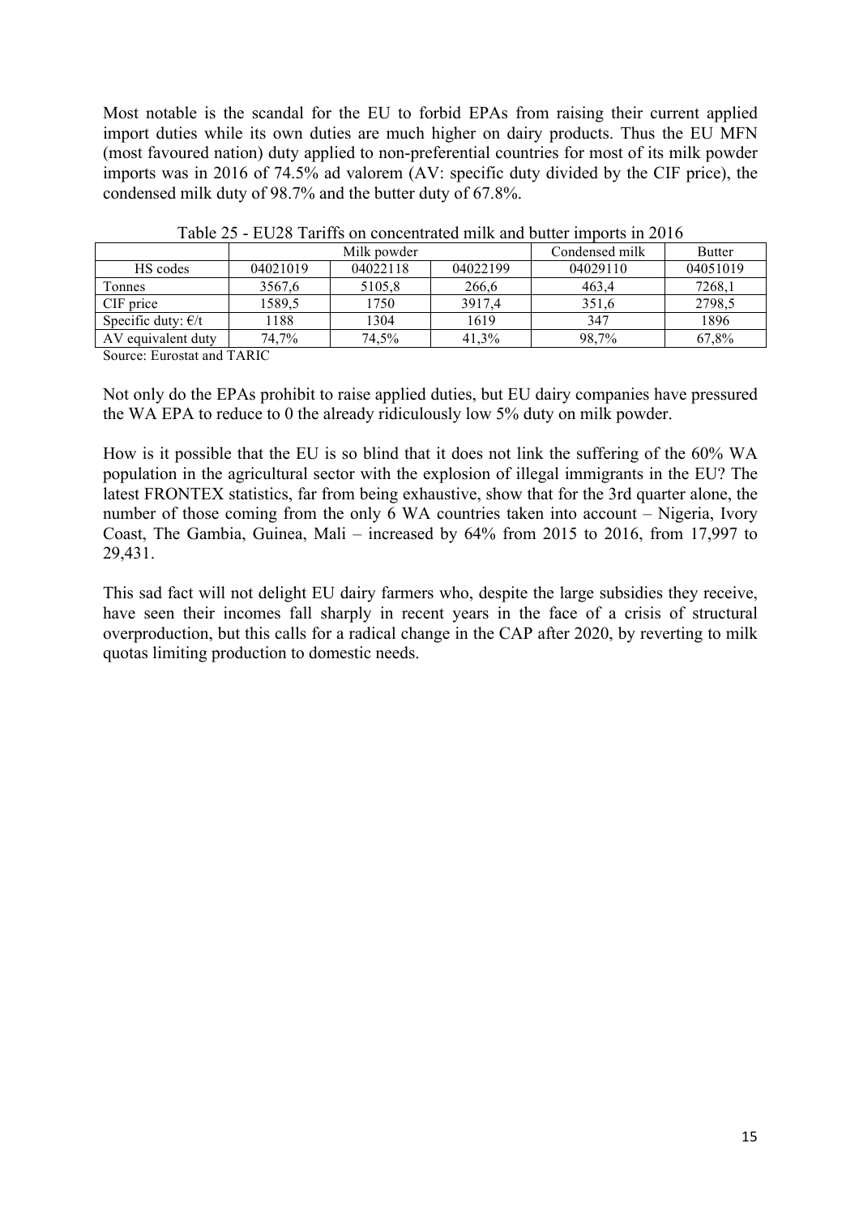Most notable is the scandal for the EU to forbid EPAs from raising their current applied import duties while its own duties are much higher on dairy products. Thus the EU MFN (most favoured nation) duty applied to non-preferential countries for most of its milk powder imports was in 2016 of 74.5% ad valorem (AV: specific duty divided by the CIF price), the condensed milk duty of 98.7% and the butter duty of 67.8%.

Table 25 - EU28 Tariffs on concentrated milk and butter imports in 2016

| | Milk powder | | | Condensed milk | Butter |
|---|---|---|---|---|---|
| HS codes | 04021019 | 04022118 | 04022199 | 04029110 | 04051019 |
| Tonnes | 3567,6 | 5105,8 | 266,6 | 463,4 | 7268,1 |
| CIF price | 1589,5 | 1750 | 3917,4 | 351,6 | 2798,5 |
| Specific duty: €/t | 1188 | 1304 | 1619 | 347 | 1896 |
| AV equivalent duty | 74,7% | 74,5% | 41,3% | 98,7% | 67,8% |

Source: Eurostat and TARIC

Not only do the EPAs prohibit to raise applied duties, but EU dairy companies have pressured the WA EPA to reduce to 0 the already ridiculously low 5% duty on milk powder.

How is it possible that the EU is so blind that it does not link the suffering of the 60% WA population in the agricultural sector with the explosion of illegal immigrants in the EU? The latest FRONTEX statistics, far from being exhaustive, show that for the 3rd quarter alone, the number of those coming from the only 6 WA countries taken into account – Nigeria, Ivory Coast, The Gambia, Guinea, Mali – increased by 64% from 2015 to 2016, from 17,997 to 29,431.

This sad fact will not delight EU dairy farmers who, despite the large subsidies they receive, have seen their incomes fall sharply in recent years in the face of a crisis of structural overproduction, but this calls for a radical change in the CAP after 2020, by reverting to milk quotas limiting production to domestic needs.